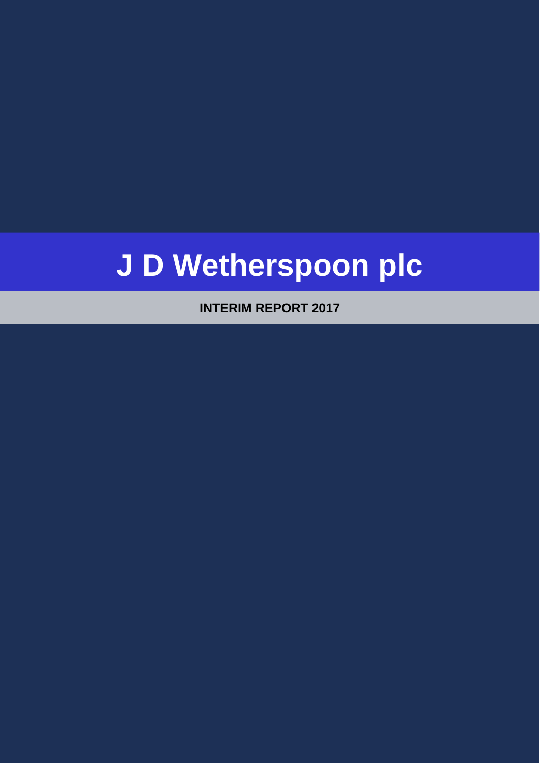# J D Wetherspoon plc

**INTERIM REPORT 2017**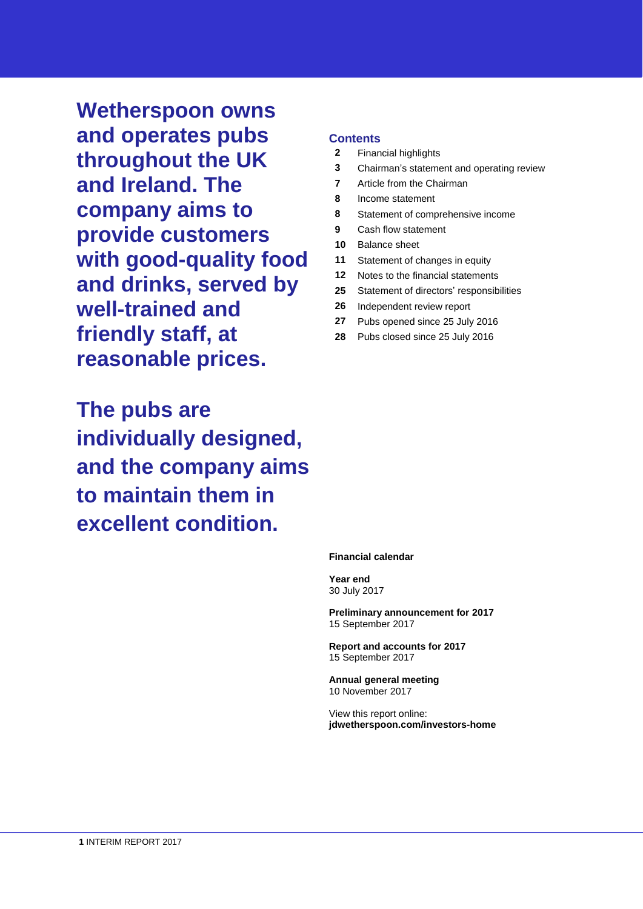**Wetherspoon owns and operates pubs throughout the UK and Ireland. The company aims to provide customers with good-quality food and drinks, served by well-trained and friendly staff, at reasonable prices.**

**The pubs are individually designed, and the company aims to maintain them in excellent condition.**

## Contents

| | |
|---|---|
| **2** | Financial highlights |
| **3** | Chairman's statement and operating review |
| **7** | Article from the Chairman |
| **8** | Income statement |
| **8** | Statement of comprehensive income |
| **9** | Cash flow statement |
| **10** | Balance sheet |
| **11** | Statement of changes in equity |
| **12** | Notes to the financial statements |
| **25** | Statement of directors' responsibilities |
| **26** | Independent review report |
| **27** | Pubs opened since 25 July 2016 |
| **28** | Pubs closed since 25 July 2016 |

**Financial calendar**

**Year end**
30 July 2017

**Preliminary announcement for 2017**
15 September 2017

**Report and accounts for 2017**
15 September 2017

**Annual general meeting**
10 November 2017

View this report online:
**jdwetherspoon.com/investors-home**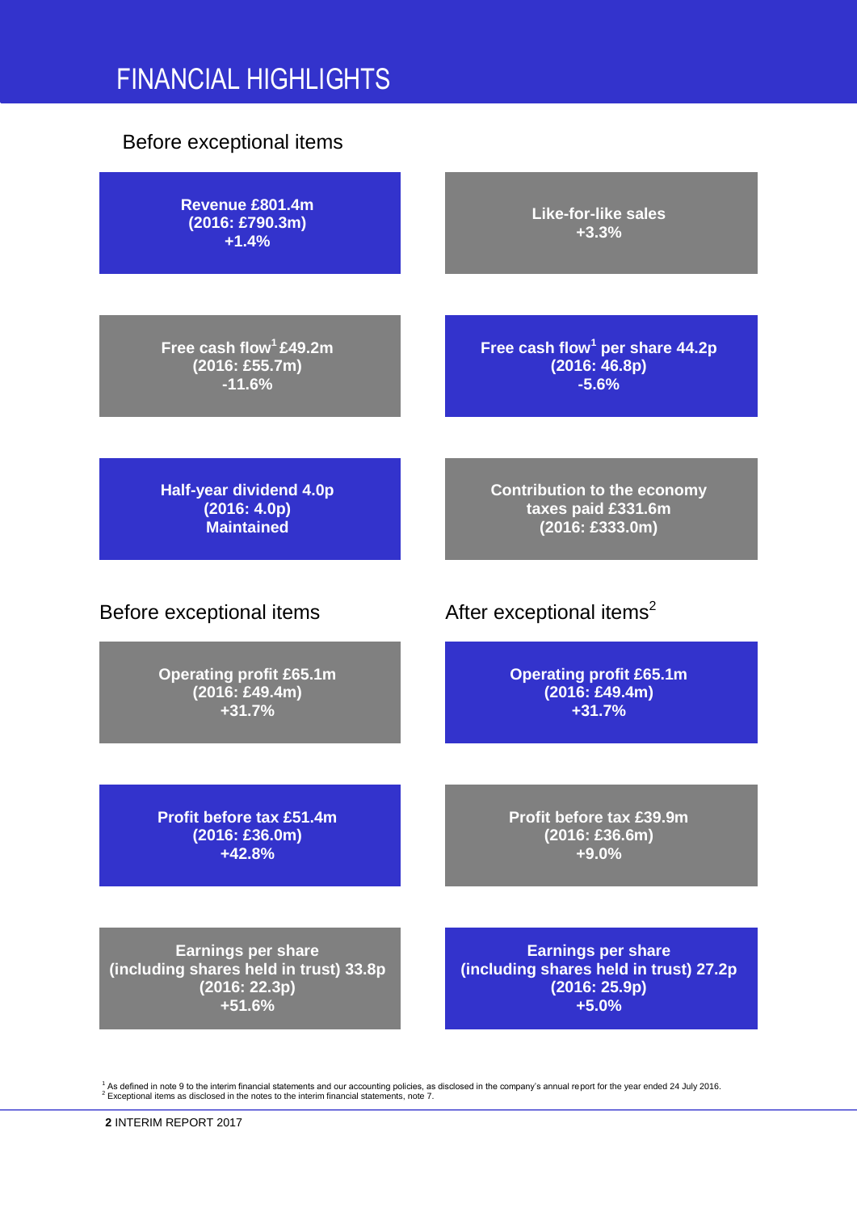# FINANCIAL HIGHLIGHTS

## Before exceptional items

**Revenue £801.4m**
**(2016: £790.3m)**
**+1.4%**

**Like-for-like sales**
**+3.3%**

**Free cash flow[1] £49.2m**
**(2016: £55.7m)**
**-11.6%**

**Free cash flow[1] per share 44.2p**
**(2016: 46.8p)**
**-5.6%**

**Half-year dividend 4.0p**
**(2016: 4.0p)**
**Maintained**

**Contribution to the economy taxes paid £331.6m**
**(2016: £333.0m)**

## Before exceptional items

**Operating profit £65.1m**
**(2016: £49.4m)**
**+31.7%**

**Profit before tax £51.4m**
**(2016: £36.0m)**
**+42.8%**

**Earnings per share (including shares held in trust) 33.8p**
**(2016: 22.3p)**
**+51.6%**

## After exceptional items[2]

**Operating profit £65.1m**
**(2016: £49.4m)**
**+31.7%**

**Profit before tax £39.9m**
**(2016: £36.6m)**
**+9.0%**

**Earnings per share (including shares held in trust) 27.2p**
**(2016: 25.9p)**
**+5.0%**

[1] As defined in note 9 to the interim financial statements and our accounting policies, as disclosed in the company's annual report for the year ended 24 July 2016.
[2] Exceptional items as disclosed in the notes to the interim financial statements, note 7.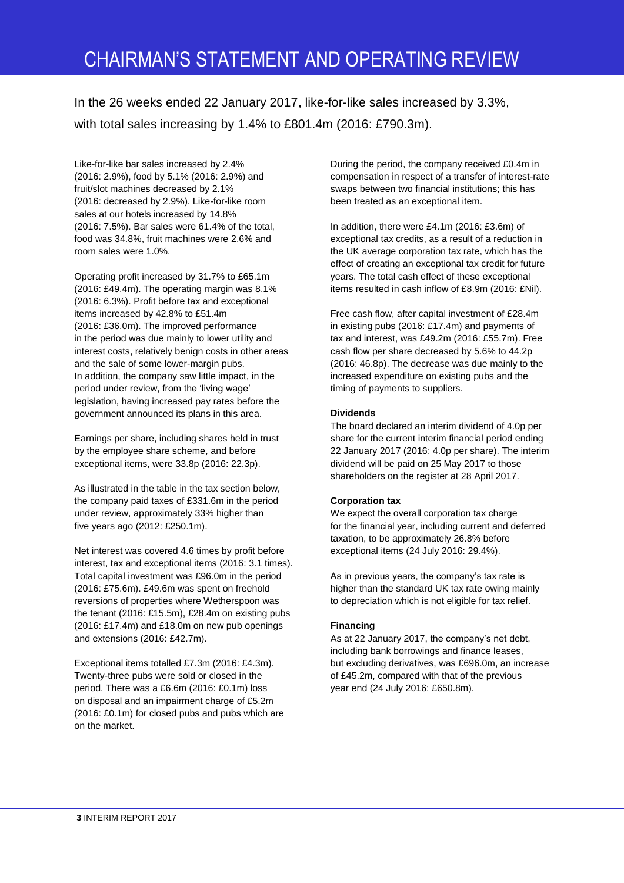# CHAIRMAN'S STATEMENT AND OPERATING REVIEW

In the 26 weeks ended 22 January 2017, like-for-like sales increased by 3.3%, with total sales increasing by 1.4% to £801.4m (2016: £790.3m).

Like-for-like bar sales increased by 2.4% (2016: 2.9%), food by 5.1% (2016: 2.9%) and fruit/slot machines decreased by 2.1% (2016: decreased by 2.9%). Like-for-like room sales at our hotels increased by 14.8% (2016: 7.5%). Bar sales were 61.4% of the total, food was 34.8%, fruit machines were 2.6% and room sales were 1.0%.

Operating profit increased by 31.7% to £65.1m (2016: £49.4m). The operating margin was 8.1% (2016: 6.3%). Profit before tax and exceptional items increased by 42.8% to £51.4m (2016: £36.0m). The improved performance in the period was due mainly to lower utility and interest costs, relatively benign costs in other areas and the sale of some lower-margin pubs. In addition, the company saw little impact, in the period under review, from the 'living wage' legislation, having increased pay rates before the government announced its plans in this area.

Earnings per share, including shares held in trust by the employee share scheme, and before exceptional items, were 33.8p (2016: 22.3p).

As illustrated in the table in the tax section below, the company paid taxes of £331.6m in the period under review, approximately 33% higher than five years ago (2012: £250.1m).

Net interest was covered 4.6 times by profit before interest, tax and exceptional items (2016: 3.1 times). Total capital investment was £96.0m in the period (2016: £75.6m). £49.6m was spent on freehold reversions of properties where Wetherspoon was the tenant (2016: £15.5m), £28.4m on existing pubs (2016: £17.4m) and £18.0m on new pub openings and extensions (2016: £42.7m).

Exceptional items totalled £7.3m (2016: £4.3m). Twenty-three pubs were sold or closed in the period. There was a £6.6m (2016: £0.1m) loss on disposal and an impairment charge of £5.2m (2016: £0.1m) for closed pubs and pubs which are on the market.

During the period, the company received £0.4m in compensation in respect of a transfer of interest-rate swaps between two financial institutions; this has been treated as an exceptional item.

In addition, there were £4.1m (2016: £3.6m) of exceptional tax credits, as a result of a reduction in the UK average corporation tax rate, which has the effect of creating an exceptional tax credit for future years. The total cash effect of these exceptional items resulted in cash inflow of £8.9m (2016: £Nil).

Free cash flow, after capital investment of £28.4m in existing pubs (2016: £17.4m) and payments of tax and interest, was £49.2m (2016: £55.7m). Free cash flow per share decreased by 5.6% to 44.2p (2016: 46.8p). The decrease was due mainly to the increased expenditure on existing pubs and the timing of payments to suppliers.

**Dividends**

The board declared an interim dividend of 4.0p per share for the current interim financial period ending 22 January 2017 (2016: 4.0p per share). The interim dividend will be paid on 25 May 2017 to those shareholders on the register at 28 April 2017.

**Corporation tax**

We expect the overall corporation tax charge for the financial year, including current and deferred taxation, to be approximately 26.8% before exceptional items (24 July 2016: 29.4%).

As in previous years, the company's tax rate is higher than the standard UK tax rate owing mainly to depreciation which is not eligible for tax relief.

**Financing**

As at 22 January 2017, the company's net debt, including bank borrowings and finance leases, but excluding derivatives, was £696.0m, an increase of £45.2m, compared with that of the previous year end (24 July 2016: £650.8m).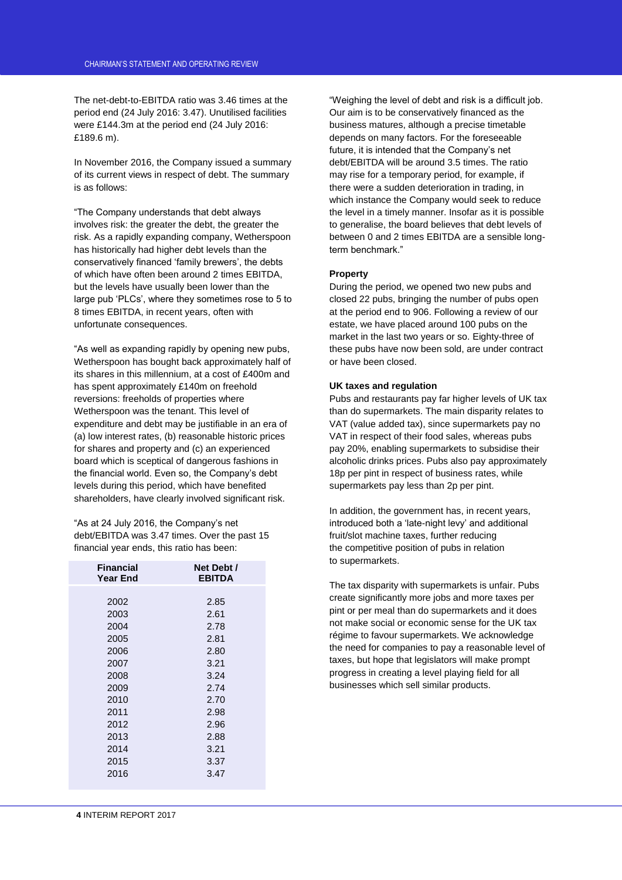The net-debt-to-EBITDA ratio was 3.46 times at the period end (24 July 2016: 3.47). Unutilised facilities were £144.3m at the period end (24 July 2016: £189.6 m).

In November 2016, the Company issued a summary of its current views in respect of debt. The summary is as follows:

"The Company understands that debt always involves risk: the greater the debt, the greater the risk. As a rapidly expanding company, Wetherspoon has historically had higher debt levels than the conservatively financed 'family brewers', the debts of which have often been around 2 times EBITDA, but the levels have usually been lower than the large pub 'PLCs', where they sometimes rose to 5 to 8 times EBITDA, in recent years, often with unfortunate consequences.

"As well as expanding rapidly by opening new pubs, Wetherspoon has bought back approximately half of its shares in this millennium, at a cost of £400m and has spent approximately £140m on freehold reversions: freeholds of properties where Wetherspoon was the tenant. This level of expenditure and debt may be justifiable in an era of (a) low interest rates, (b) reasonable historic prices for shares and property and (c) an experienced board which is sceptical of dangerous fashions in the financial world. Even so, the Company's debt levels during this period, which have benefited shareholders, have clearly involved significant risk.

"As at 24 July 2016, the Company's net debt/EBITDA was 3.47 times. Over the past 15 financial year ends, this ratio has been:

| Financial Year End | Net Debt / EBITDA |
|---|---|
| 2002 | 2.85 |
| 2003 | 2.61 |
| 2004 | 2.78 |
| 2005 | 2.81 |
| 2006 | 2.80 |
| 2007 | 3.21 |
| 2008 | 3.24 |
| 2009 | 2.74 |
| 2010 | 2.70 |
| 2011 | 2.98 |
| 2012 | 2.96 |
| 2013 | 2.88 |
| 2014 | 3.21 |
| 2015 | 3.37 |
| 2016 | 3.47 |

"Weighing the level of debt and risk is a difficult job. Our aim is to be conservatively financed as the business matures, although a precise timetable depends on many factors. For the foreseeable future, it is intended that the Company's net debt/EBITDA will be around 3.5 times. The ratio may rise for a temporary period, for example, if there were a sudden deterioration in trading, in which instance the Company would seek to reduce the level in a timely manner. Insofar as it is possible to generalise, the board believes that debt levels of between 0 and 2 times EBITDA are a sensible long-term benchmark."

**Property**

During the period, we opened two new pubs and closed 22 pubs, bringing the number of pubs open at the period end to 906. Following a review of our estate, we have placed around 100 pubs on the market in the last two years or so. Eighty-three of these pubs have now been sold, are under contract or have been closed.

**UK taxes and regulation**

Pubs and restaurants pay far higher levels of UK tax than do supermarkets. The main disparity relates to VAT (value added tax), since supermarkets pay no VAT in respect of their food sales, whereas pubs pay 20%, enabling supermarkets to subsidise their alcoholic drinks prices. Pubs also pay approximately 18p per pint in respect of business rates, while supermarkets pay less than 2p per pint.

In addition, the government has, in recent years, introduced both a 'late-night levy' and additional fruit/slot machine taxes, further reducing the competitive position of pubs in relation to supermarkets.

The tax disparity with supermarkets is unfair. Pubs create significantly more jobs and more taxes per pint or per meal than do supermarkets and it does not make social or economic sense for the UK tax régime to favour supermarkets. We acknowledge the need for companies to pay a reasonable level of taxes, but hope that legislators will make prompt progress in creating a level playing field for all businesses which sell similar products.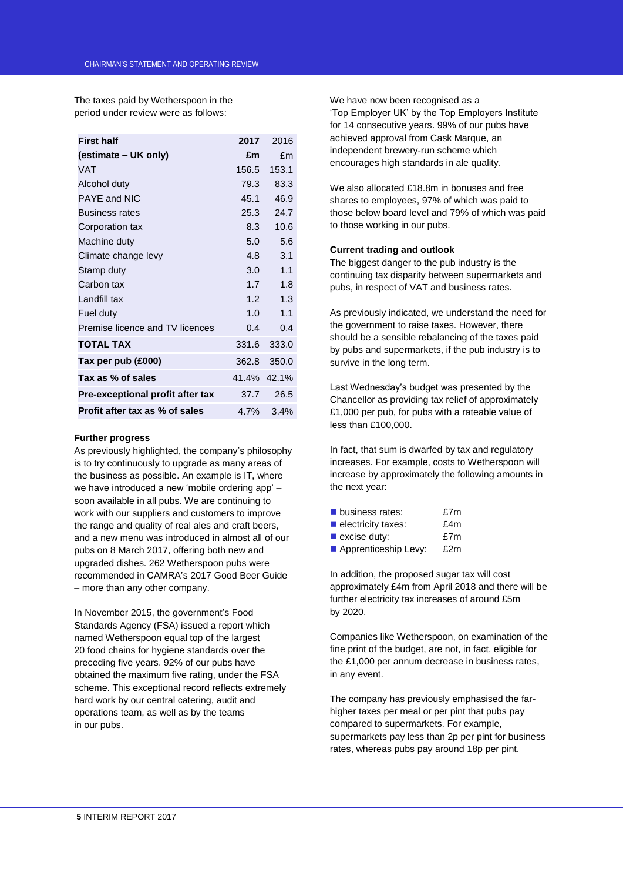The taxes paid by Wetherspoon in the period under review were as follows:

| **First half (estimate – UK only)** | **2017 £m** | 2016 £m |
|---|---|---|
| VAT | 156.5 | 153.1 |
| Alcohol duty | 79.3 | 83.3 |
| PAYE and NIC | 45.1 | 46.9 |
| Business rates | 25.3 | 24.7 |
| Corporation tax | 8.3 | 10.6 |
| Machine duty | 5.0 | 5.6 |
| Climate change levy | 4.8 | 3.1 |
| Stamp duty | 3.0 | 1.1 |
| Carbon tax | 1.7 | 1.8 |
| Landfill tax | 1.2 | 1.3 |
| Fuel duty | 1.0 | 1.1 |
| Premise licence and TV licences | 0.4 | 0.4 |
| **TOTAL TAX** | 331.6 | 333.0 |
| **Tax per pub (£000)** | 362.8 | 350.0 |
| **Tax as % of sales** | 41.4% | 42.1% |
| **Pre-exceptional profit after tax** | 37.7 | 26.5 |
| **Profit after tax as % of sales** | 4.7% | 3.4% |

**Further progress**

As previously highlighted, the company's philosophy is to try continuously to upgrade as many areas of the business as possible. An example is IT, where we have introduced a new 'mobile ordering app' – soon available in all pubs. We are continuing to work with our suppliers and customers to improve the range and quality of real ales and craft beers, and a new menu was introduced in almost all of our pubs on 8 March 2017, offering both new and upgraded dishes. 262 Wetherspoon pubs were recommended in CAMRA's 2017 Good Beer Guide – more than any other company.

In November 2015, the government's Food Standards Agency (FSA) issued a report which named Wetherspoon equal top of the largest 20 food chains for hygiene standards over the preceding five years. 92% of our pubs have obtained the maximum five rating, under the FSA scheme. This exceptional record reflects extremely hard work by our central catering, audit and operations team, as well as by the teams in our pubs.

We have now been recognised as a 'Top Employer UK' by the Top Employers Institute for 14 consecutive years. 99% of our pubs have achieved approval from Cask Marque, an independent brewery-run scheme which encourages high standards in ale quality.

We also allocated £18.8m in bonuses and free shares to employees, 97% of which was paid to those below board level and 79% of which was paid to those working in our pubs.

**Current trading and outlook**

The biggest danger to the pub industry is the continuing tax disparity between supermarkets and pubs, in respect of VAT and business rates.

As previously indicated, we understand the need for the government to raise taxes. However, there should be a sensible rebalancing of the taxes paid by pubs and supermarkets, if the pub industry is to survive in the long term.

Last Wednesday's budget was presented by the Chancellor as providing tax relief of approximately £1,000 per pub, for pubs with a rateable value of less than £100,000.

In fact, that sum is dwarfed by tax and regulatory increases. For example, costs to Wetherspoon will increase by approximately the following amounts in the next year:

- business rates: £7m
- electricity taxes: £4m
- excise duty: £7m
- Apprenticeship Levy: £2m

In addition, the proposed sugar tax will cost approximately £4m from April 2018 and there will be further electricity tax increases of around £5m by 2020.

Companies like Wetherspoon, on examination of the fine print of the budget, are not, in fact, eligible for the £1,000 per annum decrease in business rates, in any event.

The company has previously emphasised the far-higher taxes per meal or per pint that pubs pay compared to supermarkets. For example, supermarkets pay less than 2p per pint for business rates, whereas pubs pay around 18p per pint.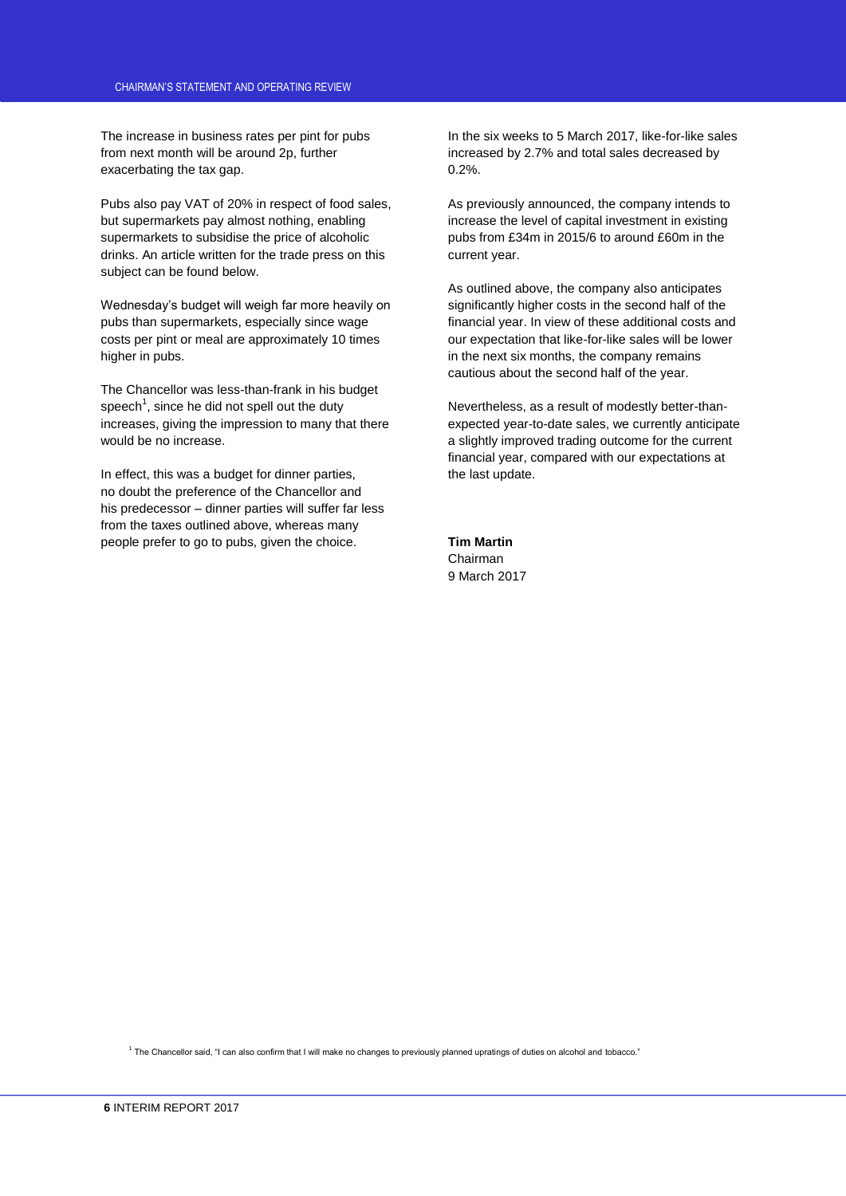The increase in business rates per pint for pubs from next month will be around 2p, further exacerbating the tax gap.

Pubs also pay VAT of 20% in respect of food sales, but supermarkets pay almost nothing, enabling supermarkets to subsidise the price of alcoholic drinks. An article written for the trade press on this subject can be found below.

Wednesday's budget will weigh far more heavily on pubs than supermarkets, especially since wage costs per pint or meal are approximately 10 times higher in pubs.

The Chancellor was less-than-frank in his budget speech[1], since he did not spell out the duty increases, giving the impression to many that there would be no increase.

In effect, this was a budget for dinner parties, no doubt the preference of the Chancellor and his predecessor – dinner parties will suffer far less from the taxes outlined above, whereas many people prefer to go to pubs, given the choice.

In the six weeks to 5 March 2017, like-for-like sales increased by 2.7% and total sales decreased by 0.2%.

As previously announced, the company intends to increase the level of capital investment in existing pubs from £34m in 2015/6 to around £60m in the current year.

As outlined above, the company also anticipates significantly higher costs in the second half of the financial year. In view of these additional costs and our expectation that like-for-like sales will be lower in the next six months, the company remains cautious about the second half of the year.

Nevertheless, as a result of modestly better-than-expected year-to-date sales, we currently anticipate a slightly improved trading outcome for the current financial year, compared with our expectations at the last update.

**Tim Martin**
Chairman
9 March 2017

[1] The Chancellor said, "I can also confirm that I will make no changes to previously planned upratings of duties on alcohol and tobacco."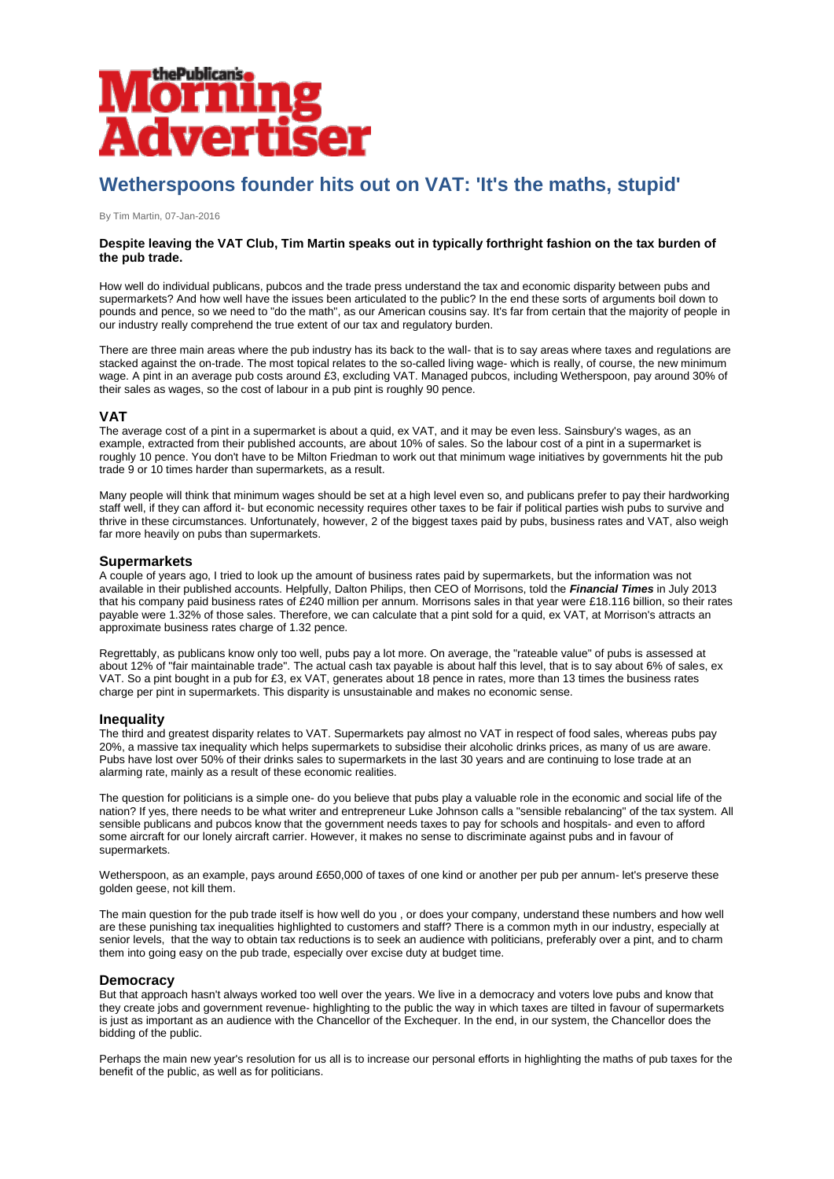# Wetherspoons founder hits out on VAT: 'It's the maths, stupid'

By Tim Martin, 07-Jan-2016

**Despite leaving the VAT Club, Tim Martin speaks out in typically forthright fashion on the tax burden of the pub trade.**

How well do individual publicans, pubcos and the trade press understand the tax and economic disparity between pubs and supermarkets? And how well have the issues been articulated to the public? In the end these sorts of arguments boil down to pounds and pence, so we need to "do the math", as our American cousins say. It's far from certain that the majority of people in our industry really comprehend the true extent of our tax and regulatory burden.

There are three main areas where the pub industry has its back to the wall- that is to say areas where taxes and regulations are stacked against the on-trade. The most topical relates to the so-called living wage- which is really, of course, the new minimum wage. A pint in an average pub costs around £3, excluding VAT. Managed pubcos, including Wetherspoon, pay around 30% of their sales as wages, so the cost of labour in a pub pint is roughly 90 pence.

## VAT

The average cost of a pint in a supermarket is about a quid, ex VAT, and it may be even less. Sainsbury's wages, as an example, extracted from their published accounts, are about 10% of sales. So the labour cost of a pint in a supermarket is roughly 10 pence. You don't have to be Milton Friedman to work out that minimum wage initiatives by governments hit the pub trade 9 or 10 times harder than supermarkets, as a result.

Many people will think that minimum wages should be set at a high level even so, and publicans prefer to pay their hardworking staff well, if they can afford it- but economic necessity requires other taxes to be fair if political parties wish pubs to survive and thrive in these circumstances. Unfortunately, however, 2 of the biggest taxes paid by pubs, business rates and VAT, also weigh far more heavily on pubs than supermarkets.

## Supermarkets

A couple of years ago, I tried to look up the amount of business rates paid by supermarkets, but the information was not available in their published accounts. Helpfully, Dalton Philips, then CEO of Morrisons, told the ***Financial Times*** in July 2013 that his company paid business rates of £240 million per annum. Morrisons sales in that year were £18.116 billion, so their rates payable were 1.32% of those sales. Therefore, we can calculate that a pint sold for a quid, ex VAT, at Morrison's attracts an approximate business rates charge of 1.32 pence.

Regrettably, as publicans know only too well, pubs pay a lot more. On average, the "rateable value" of pubs is assessed at about 12% of "fair maintainable trade". The actual cash tax payable is about half this level, that is to say about 6% of sales, ex VAT. So a pint bought in a pub for £3, ex VAT, generates about 18 pence in rates, more than 13 times the business rates charge per pint in supermarkets. This disparity is unsustainable and makes no economic sense.

## Inequality

The third and greatest disparity relates to VAT. Supermarkets pay almost no VAT in respect of food sales, whereas pubs pay 20%, a massive tax inequality which helps supermarkets to subsidise their alcoholic drinks prices, as many of us are aware. Pubs have lost over 50% of their drinks sales to supermarkets in the last 30 years and are continuing to lose trade at an alarming rate, mainly as a result of these economic realities.

The question for politicians is a simple one- do you believe that pubs play a valuable role in the economic and social life of the nation? If yes, there needs to be what writer and entrepreneur Luke Johnson calls a "sensible rebalancing" of the tax system. All sensible publicans and pubcos know that the government needs taxes to pay for schools and hospitals- and even to afford some aircraft for our lonely aircraft carrier. However, it makes no sense to discriminate against pubs and in favour of supermarkets.

Wetherspoon, as an example, pays around £650,000 of taxes of one kind or another per pub per annum- let's preserve these golden geese, not kill them.

The main question for the pub trade itself is how well do you , or does your company, understand these numbers and how well are these punishing tax inequalities highlighted to customers and staff? There is a common myth in our industry, especially at senior levels, that the way to obtain tax reductions is to seek an audience with politicians, preferably over a pint, and to charm them into going easy on the pub trade, especially over excise duty at budget time.

## Democracy

But that approach hasn't always worked too well over the years. We live in a democracy and voters love pubs and know that they create jobs and government revenue- highlighting to the public the way in which taxes are tilted in favour of supermarkets is just as important as an audience with the Chancellor of the Exchequer. In the end, in our system, the Chancellor does the bidding of the public.

Perhaps the main new year's resolution for us all is to increase our personal efforts in highlighting the maths of pub taxes for the benefit of the public, as well as for politicians.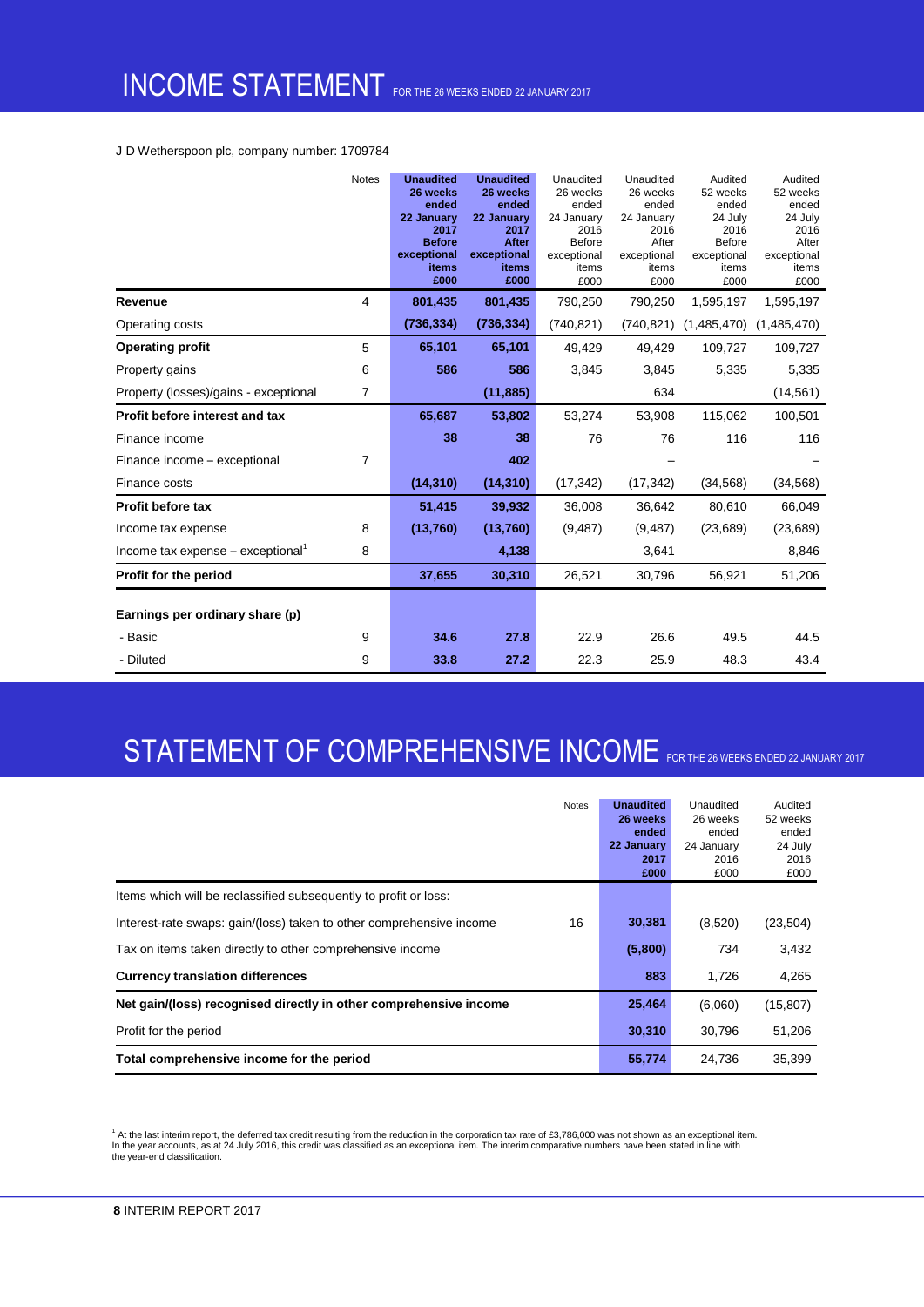# INCOME STATEMENT FOR THE 26 WEEKS ENDED 22 JANUARY 2017

J D Wetherspoon plc, company number: 1709784

| | Notes | **Unaudited 26 weeks ended 22 January 2017 Before exceptional items £000** | **Unaudited 26 weeks ended 22 January 2017 After exceptional items £000** | Unaudited 26 weeks ended 24 January 2016 Before exceptional items £000 | Unaudited 26 weeks ended 24 January 2016 After exceptional items £000 | Audited 52 weeks ended 24 July 2016 Before exceptional items £000 | Audited 52 weeks ended 24 July 2016 After exceptional items £000 |
|---|---|---|---|---|---|---|---|
| **Revenue** | 4 | **801,435** | **801,435** | 790,250 | 790,250 | 1,595,197 | 1,595,197 |
| Operating costs | | **(736,334)** | **(736,334)** | (740,821) | (740,821) | (1,485,470) | (1,485,470) |
| **Operating profit** | 5 | **65,101** | **65,101** | 49,429 | 49,429 | 109,727 | 109,727 |
| Property gains | 6 | **586** | **586** | 3,845 | 3,845 | 5,335 | 5,335 |
| Property (losses)/gains - exceptional | 7 | | **(11,885)** | | 634 | | (14,561) |
| **Profit before interest and tax** | | **65,687** | **53,802** | 53,274 | 53,908 | 115,062 | 100,501 |
| Finance income | | **38** | **38** | 76 | 76 | 116 | 116 |
| Finance income – exceptional | 7 | | **402** | | – | | – |
| Finance costs | | **(14,310)** | **(14,310)** | (17,342) | (17,342) | (34,568) | (34,568) |
| **Profit before tax** | | **51,415** | **39,932** | 36,008 | 36,642 | 80,610 | 66,049 |
| Income tax expense | 8 | **(13,760)** | **(13,760)** | (9,487) | (9,487) | (23,689) | (23,689) |
| Income tax expense – exceptional[1] | 8 | | **4,138** | | 3,641 | | 8,846 |
| **Profit for the period** | | **37,655** | **30,310** | 26,521 | 30,796 | 56,921 | 51,206 |
| | | | | | | | |
| **Earnings per ordinary share (p)** | | | | | | | |
| - Basic | 9 | **34.6** | **27.8** | 22.9 | 26.6 | 49.5 | 44.5 |
| - Diluted | 9 | **33.8** | **27.2** | 22.3 | 25.9 | 48.3 | 43.4 |

# STATEMENT OF COMPREHENSIVE INCOME FOR THE 26 WEEKS ENDED 22 JANUARY 2017

| | Notes | **Unaudited 26 weeks ended 22 January 2017 £000** | Unaudited 26 weeks ended 24 January 2016 £000 | Audited 52 weeks ended 24 July 2016 £000 |
|---|---|---|---|---|
| Items which will be reclassified subsequently to profit or loss: | | | | |
| Interest-rate swaps: gain/(loss) taken to other comprehensive income | 16 | **30,381** | (8,520) | (23,504) |
| Tax on items taken directly to other comprehensive income | | **(5,800)** | 734 | 3,432 |
| **Currency translation differences** | | **883** | 1,726 | 4,265 |
| **Net gain/(loss) recognised directly in other comprehensive income** | | **25,464** | (6,060) | (15,807) |
| Profit for the period | | **30,310** | 30,796 | 51,206 |
| **Total comprehensive income for the period** | | **55,774** | 24,736 | 35,399 |

[1] At the last interim report, the deferred tax credit resulting from the reduction in the corporation tax rate of £3,786,000 was not shown as an exceptional item. In the year accounts, as at 24 July 2016, this credit was classified as an exceptional item. The interim comparative numbers have been stated in line with the year-end classification.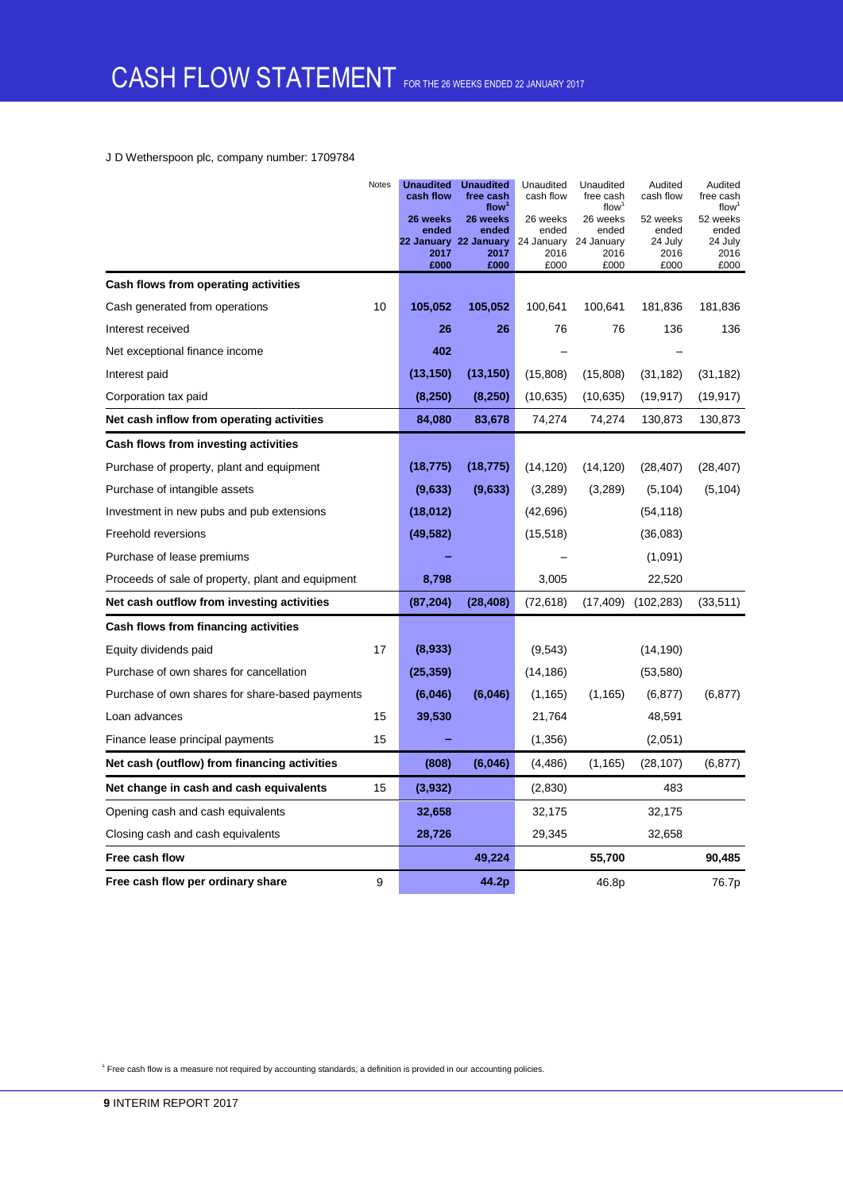# CASH FLOW STATEMENT FOR THE 26 WEEKS ENDED 22 JANUARY 2017

J D Wetherspoon plc, company number: 1709784

| | Notes | Unaudited cash flow 26 weeks ended 22 January 2017 £000 | Unaudited free cash flow[1] 26 weeks ended 22 January 2017 £000 | Unaudited cash flow 26 weeks ended 24 January 2016 £000 | Unaudited free cash flow[1] 26 weeks ended 24 January 2016 £000 | Audited cash flow 52 weeks ended 24 July 2016 £000 | Audited free cash flow[1] 52 weeks ended 24 July 2016 £000 |
|---|---|---|---|---|---|---|---|
| **Cash flows from operating activities** | | | | | | | |
| Cash generated from operations | 10 | **105,052** | **105,052** | 100,641 | 100,641 | 181,836 | 181,836 |
| Interest received | | **26** | **26** | 76 | 76 | 136 | 136 |
| Net exceptional finance income | | **402** | | – | | – | |
| Interest paid | | **(13,150)** | **(13,150)** | (15,808) | (15,808) | (31,182) | (31,182) |
| Corporation tax paid | | **(8,250)** | **(8,250)** | (10,635) | (10,635) | (19,917) | (19,917) |
| **Net cash inflow from operating activities** | | **84,080** | **83,678** | 74,274 | 74,274 | 130,873 | 130,873 |
| **Cash flows from investing activities** | | | | | | | |
| Purchase of property, plant and equipment | | **(18,775)** | **(18,775)** | (14,120) | (14,120) | (28,407) | (28,407) |
| Purchase of intangible assets | | **(9,633)** | **(9,633)** | (3,289) | (3,289) | (5,104) | (5,104) |
| Investment in new pubs and pub extensions | | **(18,012)** | | (42,696) | | (54,118) | |
| Freehold reversions | | **(49,582)** | | (15,518) | | (36,083) | |
| Purchase of lease premiums | | **–** | | – | | (1,091) | |
| Proceeds of sale of property, plant and equipment | | **8,798** | | 3,005 | | 22,520 | |
| **Net cash outflow from investing activities** | | **(87,204)** | **(28,408)** | (72,618) | (17,409) | (102,283) | (33,511) |
| **Cash flows from financing activities** | | | | | | | |
| Equity dividends paid | 17 | **(8,933)** | | (9,543) | | (14,190) | |
| Purchase of own shares for cancellation | | **(25,359)** | | (14,186) | | (53,580) | |
| Purchase of own shares for share-based payments | | **(6,046)** | **(6,046)** | (1,165) | (1,165) | (6,877) | (6,877) |
| Loan advances | 15 | **39,530** | | 21,764 | | 48,591 | |
| Finance lease principal payments | 15 | **–** | | (1,356) | | (2,051) | |
| **Net cash (outflow) from financing activities** | | **(808)** | **(6,046)** | (4,486) | (1,165) | (28,107) | (6,877) |
| **Net change in cash and cash equivalents** | 15 | **(3,932)** | | (2,830) | | 483 | |
| Opening cash and cash equivalents | | **32,658** | | 32,175 | | 32,175 | |
| Closing cash and cash equivalents | | **28,726** | | 29,345 | | 32,658 | |
| **Free cash flow** | | | **49,224** | | **55,700** | | **90,485** |
| **Free cash flow per ordinary share** | 9 | | **44.2p** | | 46.8p | | 76.7p |

[1] Free cash flow is a measure not required by accounting standards; a definition is provided in our accounting policies.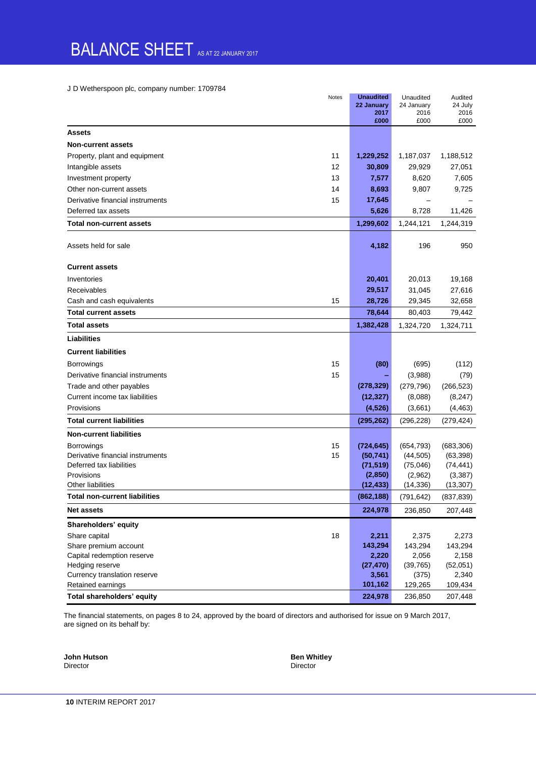# BALANCE SHEET AS AT 22 JANUARY 2017

J D Wetherspoon plc, company number: 1709784

| | Notes | **Unaudited 22 January 2017 £000** | Unaudited 24 January 2016 £000 | Audited 24 July 2016 £000 |
|---|---|---|---|---|
| **Assets** | | | | |
| **Non-current assets** | | | | |
| Property, plant and equipment | 11 | **1,229,252** | 1,187,037 | 1,188,512 |
| Intangible assets | 12 | **30,809** | 29,929 | 27,051 |
| Investment property | 13 | **7,577** | 8,620 | 7,605 |
| Other non-current assets | 14 | **8,693** | 9,807 | 9,725 |
| Derivative financial instruments | 15 | **17,645** | – | – |
| Deferred tax assets | | **5,626** | 8,728 | 11,426 |
| **Total non-current assets** | | **1,299,602** | 1,244,121 | 1,244,319 |
| Assets held for sale | | **4,182** | 196 | 950 |
| **Current assets** | | | | |
| Inventories | | **20,401** | 20,013 | 19,168 |
| Receivables | | **29,517** | 31,045 | 27,616 |
| Cash and cash equivalents | 15 | **28,726** | 29,345 | 32,658 |
| **Total current assets** | | **78,644** | 80,403 | 79,442 |
| **Total assets** | | **1,382,428** | 1,324,720 | 1,324,711 |
| **Liabilities** | | | | |
| **Current liabilities** | | | | |
| Borrowings | 15 | **(80)** | (695) | (112) |
| Derivative financial instruments | 15 | **–** | (3,988) | (79) |
| Trade and other payables | | **(278,329)** | (279,796) | (266,523) |
| Current income tax liabilities | | **(12,327)** | (8,088) | (8,247) |
| Provisions | | **(4,526)** | (3,661) | (4,463) |
| **Total current liabilities** | | **(295,262)** | (296,228) | (279,424) |
| **Non-current liabilities** | | | | |
| Borrowings | 15 | **(724,645)** | (654,793) | (683,306) |
| Derivative financial instruments | 15 | **(50,741)** | (44,505) | (63,398) |
| Deferred tax liabilities | | **(71,519)** | (75,046) | (74,441) |
| Provisions | | **(2,850)** | (2,962) | (3,387) |
| Other liabilities | | **(12,433)** | (14,336) | (13,307) |
| **Total non-current liabilities** | | **(862,188)** | (791,642) | (837,839) |
| **Net assets** | | **224,978** | 236,850 | 207,448 |
| **Shareholders' equity** | | | | |
| Share capital | 18 | **2,211** | 2,375 | 2,273 |
| Share premium account | | **143,294** | 143,294 | 143,294 |
| Capital redemption reserve | | **2,220** | 2,056 | 2,158 |
| Hedging reserve | | **(27,470)** | (39,765) | (52,051) |
| Currency translation reserve | | **3,561** | (375) | 2,340 |
| Retained earnings | | **101,162** | 129,265 | 109,434 |
| **Total shareholders' equity** | | **224,978** | 236,850 | 207,448 |

The financial statements, on pages 8 to 24, approved by the board of directors and authorised for issue on 9 March 2017, are signed on its behalf by:

**John Hutson**
Director

**Ben Whitley**
Director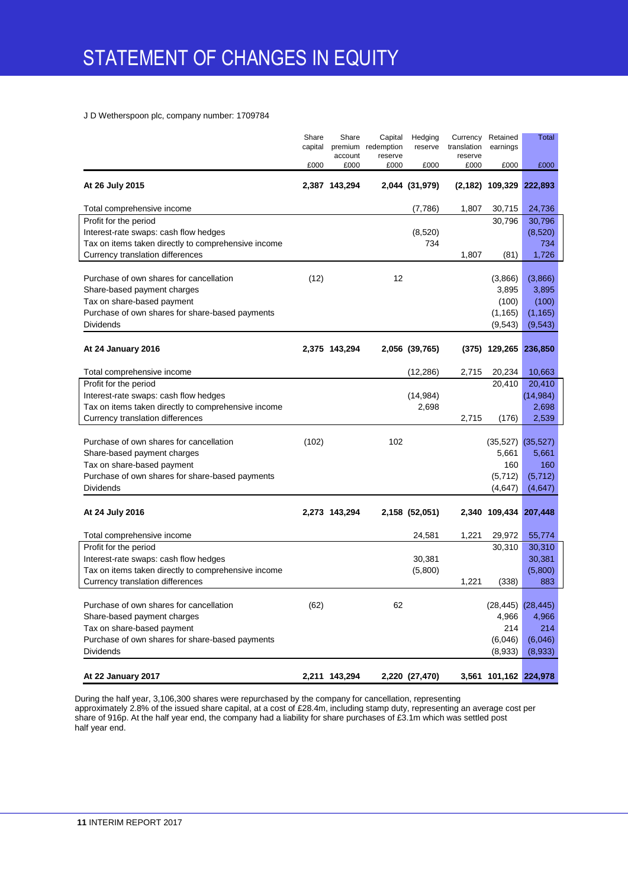# STATEMENT OF CHANGES IN EQUITY

J D Wetherspoon plc, company number: 1709784

| | Share capital | Share premium account | Capital redemption reserve | Hedging reserve | Currency translation reserve | Retained earnings | Total |
|---|---|---|---|---|---|---|---|
| | £000 | £000 | £000 | £000 | £000 | £000 | £000 |
| **At 26 July 2015** | **2,387** | **143,294** | **2,044** | **(31,979)** | **(2,182)** | **109,329** | **222,893** |
| Total comprehensive income | | | | (7,786) | 1,807 | 30,715 | 24,736 |
| Profit for the period | | | | | | 30,796 | 30,796 |
| Interest-rate swaps: cash flow hedges | | | | (8,520) | | | (8,520) |
| Tax on items taken directly to comprehensive income | | | | 734 | | | 734 |
| Currency translation differences | | | | | 1,807 | (81) | 1,726 |
| Purchase of own shares for cancellation | (12) | | 12 | | | (3,866) | (3,866) |
| Share-based payment charges | | | | | | 3,895 | 3,895 |
| Tax on share-based payment | | | | | | (100) | (100) |
| Purchase of own shares for share-based payments | | | | | | (1,165) | (1,165) |
| Dividends | | | | | | (9,543) | (9,543) |
| **At 24 January 2016** | **2,375** | **143,294** | **2,056** | **(39,765)** | **(375)** | **129,265** | **236,850** |
| Total comprehensive income | | | | (12,286) | 2,715 | 20,234 | 10,663 |
| Profit for the period | | | | | | 20,410 | 20,410 |
| Interest-rate swaps: cash flow hedges | | | | (14,984) | | | (14,984) |
| Tax on items taken directly to comprehensive income | | | | 2,698 | | | 2,698 |
| Currency translation differences | | | | | 2,715 | (176) | 2,539 |
| Purchase of own shares for cancellation | (102) | | 102 | | | (35,527) | (35,527) |
| Share-based payment charges | | | | | | 5,661 | 5,661 |
| Tax on share-based payment | | | | | | 160 | 160 |
| Purchase of own shares for share-based payments | | | | | | (5,712) | (5,712) |
| Dividends | | | | | | (4,647) | (4,647) |
| **At 24 July 2016** | **2,273** | **143,294** | **2,158** | **(52,051)** | **2,340** | **109,434** | **207,448** |
| Total comprehensive income | | | | 24,581 | 1,221 | 29,972 | 55,774 |
| Profit for the period | | | | | | 30,310 | 30,310 |
| Interest-rate swaps: cash flow hedges | | | | 30,381 | | | 30,381 |
| Tax on items taken directly to comprehensive income | | | | (5,800) | | | (5,800) |
| Currency translation differences | | | | | 1,221 | (338) | 883 |
| Purchase of own shares for cancellation | (62) | | 62 | | | (28,445) | (28,445) |
| Share-based payment charges | | | | | | 4,966 | 4,966 |
| Tax on share-based payment | | | | | | 214 | 214 |
| Purchase of own shares for share-based payments | | | | | | (6,046) | (6,046) |
| Dividends | | | | | | (8,933) | (8,933) |
| **At 22 January 2017** | **2,211** | **143,294** | **2,220** | **(27,470)** | **3,561** | **101,162** | **224,978** |

During the half year, 3,106,300 shares were repurchased by the company for cancellation, representing approximately 2.8% of the issued share capital, at a cost of £28.4m, including stamp duty, representing an average cost per share of 916p. At the half year end, the company had a liability for share purchases of £3.1m which was settled post half year end.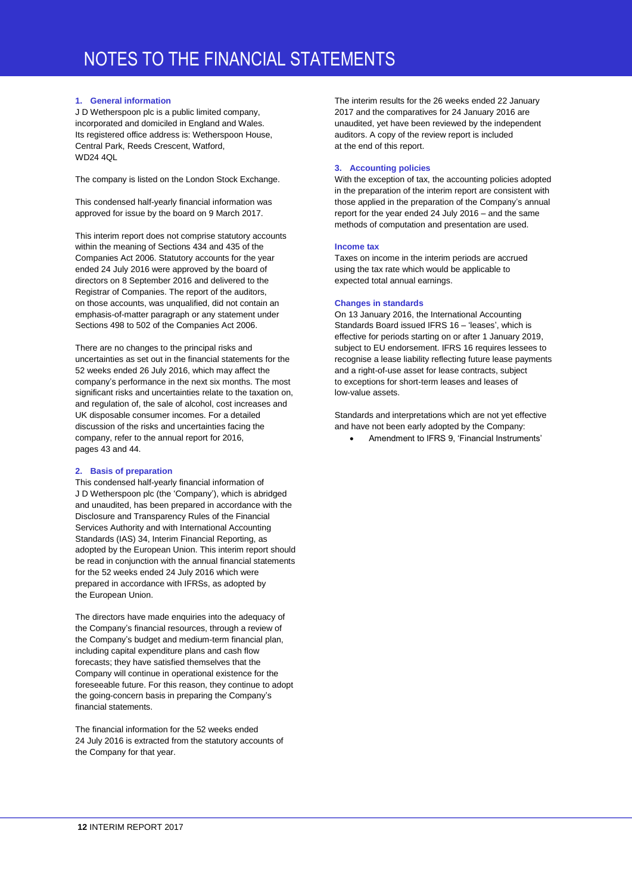# NOTES TO THE FINANCIAL STATEMENTS

### 1. General information

J D Wetherspoon plc is a public limited company, incorporated and domiciled in England and Wales. Its registered office address is: Wetherspoon House, Central Park, Reeds Crescent, Watford, WD24 4QL

The company is listed on the London Stock Exchange.

This condensed half-yearly financial information was approved for issue by the board on 9 March 2017.

This interim report does not comprise statutory accounts within the meaning of Sections 434 and 435 of the Companies Act 2006. Statutory accounts for the year ended 24 July 2016 were approved by the board of directors on 8 September 2016 and delivered to the Registrar of Companies. The report of the auditors, on those accounts, was unqualified, did not contain an emphasis-of-matter paragraph or any statement under Sections 498 to 502 of the Companies Act 2006.

There are no changes to the principal risks and uncertainties as set out in the financial statements for the 52 weeks ended 26 July 2016, which may affect the company's performance in the next six months. The most significant risks and uncertainties relate to the taxation on, and regulation of, the sale of alcohol, cost increases and UK disposable consumer incomes. For a detailed discussion of the risks and uncertainties facing the company, refer to the annual report for 2016, pages 43 and 44.

### 2. Basis of preparation

This condensed half-yearly financial information of J D Wetherspoon plc (the 'Company'), which is abridged and unaudited, has been prepared in accordance with the Disclosure and Transparency Rules of the Financial Services Authority and with International Accounting Standards (IAS) 34, Interim Financial Reporting, as adopted by the European Union. This interim report should be read in conjunction with the annual financial statements for the 52 weeks ended 24 July 2016 which were prepared in accordance with IFRSs, as adopted by the European Union.

The directors have made enquiries into the adequacy of the Company's financial resources, through a review of the Company's budget and medium-term financial plan, including capital expenditure plans and cash flow forecasts; they have satisfied themselves that the Company will continue in operational existence for the foreseeable future. For this reason, they continue to adopt the going-concern basis in preparing the Company's financial statements.

The financial information for the 52 weeks ended 24 July 2016 is extracted from the statutory accounts of the Company for that year.

The interim results for the 26 weeks ended 22 January 2017 and the comparatives for 24 January 2016 are unaudited, yet have been reviewed by the independent auditors. A copy of the review report is included at the end of this report.

### 3. Accounting policies

With the exception of tax, the accounting policies adopted in the preparation of the interim report are consistent with those applied in the preparation of the Company's annual report for the year ended 24 July 2016 – and the same methods of computation and presentation are used.

#### Income tax

Taxes on income in the interim periods are accrued using the tax rate which would be applicable to expected total annual earnings.

#### Changes in standards

On 13 January 2016, the International Accounting Standards Board issued IFRS 16 – 'leases', which is effective for periods starting on or after 1 January 2019, subject to EU endorsement. IFRS 16 requires lessees to recognise a lease liability reflecting future lease payments and a right-of-use asset for lease contracts, subject to exceptions for short-term leases and leases of low-value assets.

Standards and interpretations which are not yet effective and have not been early adopted by the Company:

- Amendment to IFRS 9, 'Financial Instruments'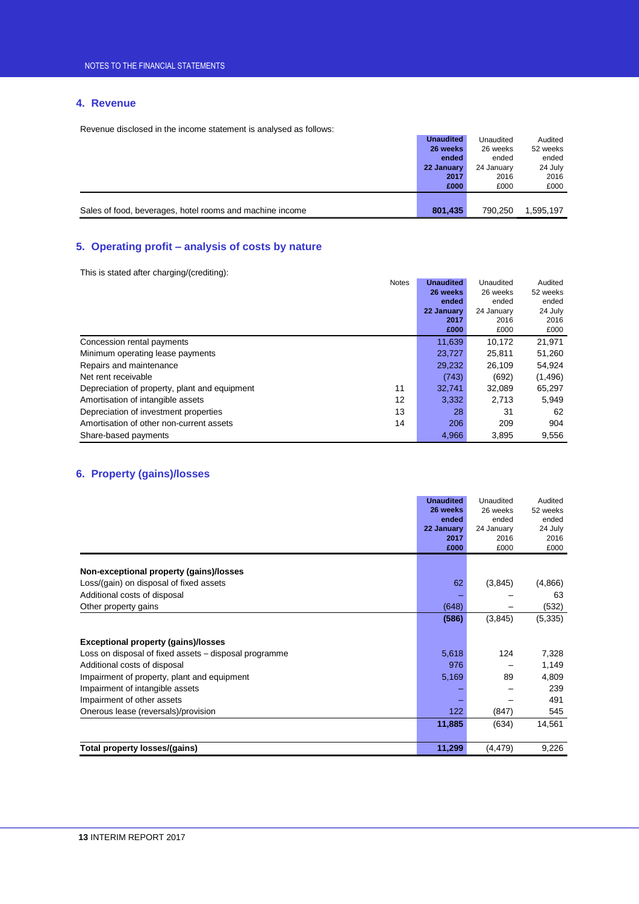## 4. Revenue

Revenue disclosed in the income statement is analysed as follows:

| | **Unaudited 26 weeks ended 22 January 2017 £000** | Unaudited 26 weeks ended 24 January 2016 £000 | Audited 52 weeks ended 24 July 2016 £000 |
|---|---|---|---|
| Sales of food, beverages, hotel rooms and machine income | **801,435** | 790,250 | 1,595,197 |

## 5. Operating profit – analysis of costs by nature

This is stated after charging/(crediting):

| | Notes | **Unaudited 26 weeks ended 22 January 2017 £000** | Unaudited 26 weeks ended 24 January 2016 £000 | Audited 52 weeks ended 24 July 2016 £000 |
|---|---|---|---|---|
| Concession rental payments | | 11,639 | 10,172 | 21,971 |
| Minimum operating lease payments | | 23,727 | 25,811 | 51,260 |
| Repairs and maintenance | | 29,232 | 26,109 | 54,924 |
| Net rent receivable | | (743) | (692) | (1,496) |
| Depreciation of property, plant and equipment | 11 | 32,741 | 32,089 | 65,297 |
| Amortisation of intangible assets | 12 | 3,332 | 2,713 | 5,949 |
| Depreciation of investment properties | 13 | 28 | 31 | 62 |
| Amortisation of other non-current assets | 14 | 206 | 209 | 904 |
| Share-based payments | | 4,966 | 3,895 | 9,556 |

## 6. Property (gains)/losses

| | **Unaudited 26 weeks ended 22 January 2017 £000** | Unaudited 26 weeks ended 24 January 2016 £000 | Audited 52 weeks ended 24 July 2016 £000 |
|---|---|---|---|
| **Non-exceptional property (gains)/losses** | | | |
| Loss/(gain) on disposal of fixed assets | 62 | (3,845) | (4,866) |
| Additional costs of disposal | – | – | 63 |
| Other property gains | (648) | – | (532) |
| | **(586)** | (3,845) | (5,335) |
| **Exceptional property (gains)/losses** | | | |
| Loss on disposal of fixed assets – disposal programme | 5,618 | 124 | 7,328 |
| Additional costs of disposal | 976 | – | 1,149 |
| Impairment of property, plant and equipment | 5,169 | 89 | 4,809 |
| Impairment of intangible assets | – | – | 239 |
| Impairment of other assets | – | – | 491 |
| Onerous lease (reversals)/provision | 122 | (847) | 545 |
| | **11,885** | (634) | 14,561 |
| **Total property losses/(gains)** | **11,299** | (4,479) | 9,226 |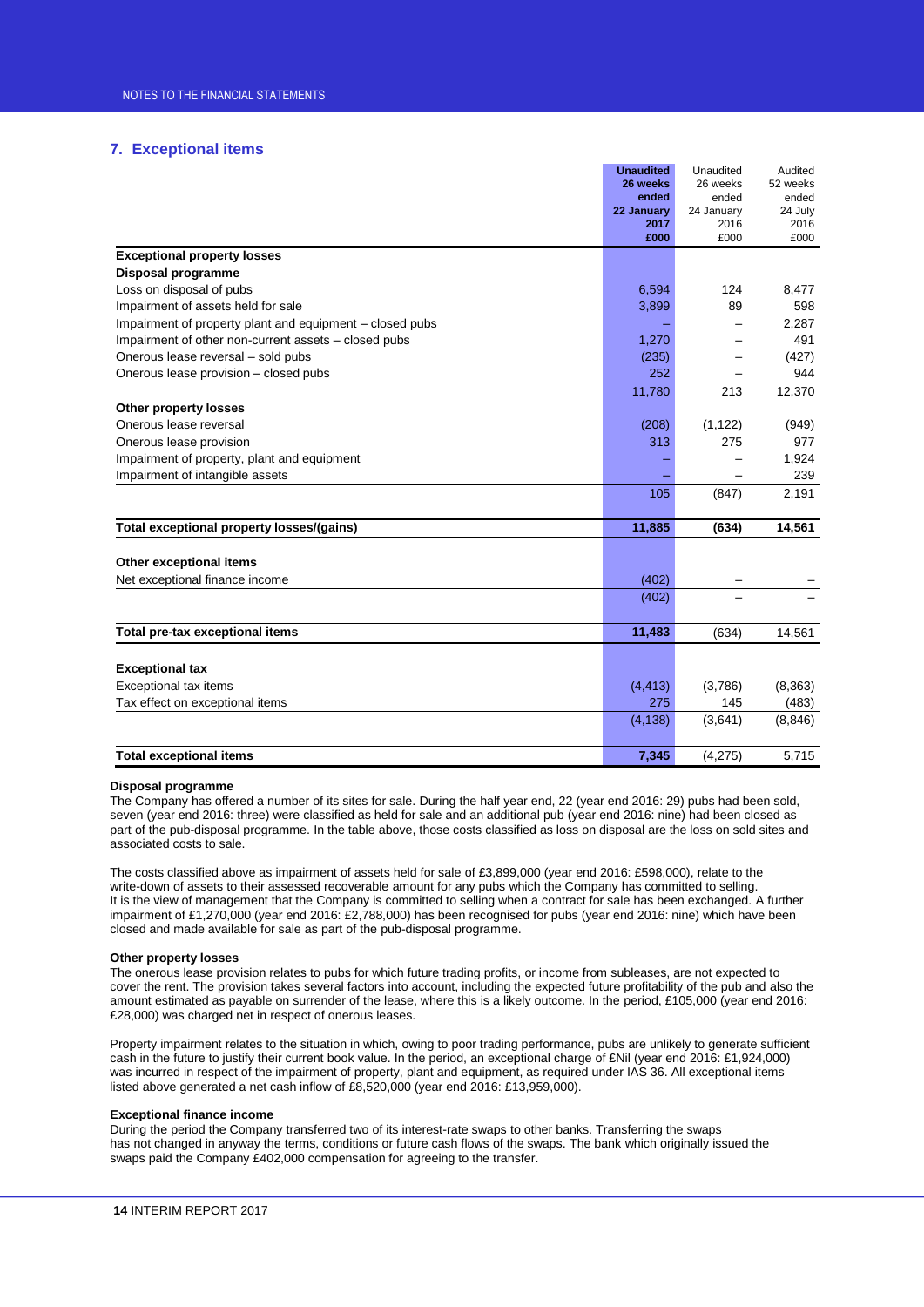## 7. Exceptional items

| | **Unaudited 26 weeks ended 22 January 2017 £000** | Unaudited 26 weeks ended 24 January 2016 £000 | Audited 52 weeks ended 24 July 2016 £000 |
|---|---|---|---|
| **Exceptional property losses** | | | |
| **Disposal programme** | | | |
| Loss on disposal of pubs | 6,594 | 124 | 8,477 |
| Impairment of assets held for sale | 3,899 | 89 | 598 |
| Impairment of property plant and equipment – closed pubs | – | – | 2,287 |
| Impairment of other non-current assets – closed pubs | 1,270 | – | 491 |
| Onerous lease reversal – sold pubs | (235) | – | (427) |
| Onerous lease provision – closed pubs | 252 | – | 944 |
| | 11,780 | 213 | 12,370 |
| **Other property losses** | | | |
| Onerous lease reversal | (208) | (1,122) | (949) |
| Onerous lease provision | 313 | 275 | 977 |
| Impairment of property, plant and equipment | – | – | 1,924 |
| Impairment of intangible assets | – | – | 239 |
| | 105 | (847) | 2,191 |
| **Total exceptional property losses/(gains)** | **11,885** | **(634)** | **14,561** |
| **Other exceptional items** | | | |
| Net exceptional finance income | (402) | – | – |
| | (402) | – | – |
| **Total pre-tax exceptional items** | **11,483** | (634) | 14,561 |
| **Exceptional tax** | | | |
| Exceptional tax items | (4,413) | (3,786) | (8,363) |
| Tax effect on exceptional items | 275 | 145 | (483) |
| | (4,138) | (3,641) | (8,846) |
| **Total exceptional items** | **7,345** | (4,275) | 5,715 |

**Disposal programme**

The Company has offered a number of its sites for sale. During the half year end, 22 (year end 2016: 29) pubs had been sold, seven (year end 2016: three) were classified as held for sale and an additional pub (year end 2016: nine) had been closed as part of the pub-disposal programme. In the table above, those costs classified as loss on disposal are the loss on sold sites and associated costs to sale.

The costs classified above as impairment of assets held for sale of £3,899,000 (year end 2016: £598,000), relate to the write-down of assets to their assessed recoverable amount for any pubs which the Company has committed to selling. It is the view of management that the Company is committed to selling when a contract for sale has been exchanged. A further impairment of £1,270,000 (year end 2016: £2,788,000) has been recognised for pubs (year end 2016: nine) which have been closed and made available for sale as part of the pub-disposal programme.

**Other property losses**

The onerous lease provision relates to pubs for which future trading profits, or income from subleases, are not expected to cover the rent. The provision takes several factors into account, including the expected future profitability of the pub and also the amount estimated as payable on surrender of the lease, where this is a likely outcome. In the period, £105,000 (year end 2016: £28,000) was charged net in respect of onerous leases.

Property impairment relates to the situation in which, owing to poor trading performance, pubs are unlikely to generate sufficient cash in the future to justify their current book value. In the period, an exceptional charge of £Nil (year end 2016: £1,924,000) was incurred in respect of the impairment of property, plant and equipment, as required under IAS 36. All exceptional items listed above generated a net cash inflow of £8,520,000 (year end 2016: £13,959,000).

**Exceptional finance income**

During the period the Company transferred two of its interest-rate swaps to other banks. Transferring the swaps has not changed in anyway the terms, conditions or future cash flows of the swaps. The bank which originally issued the swaps paid the Company £402,000 compensation for agreeing to the transfer.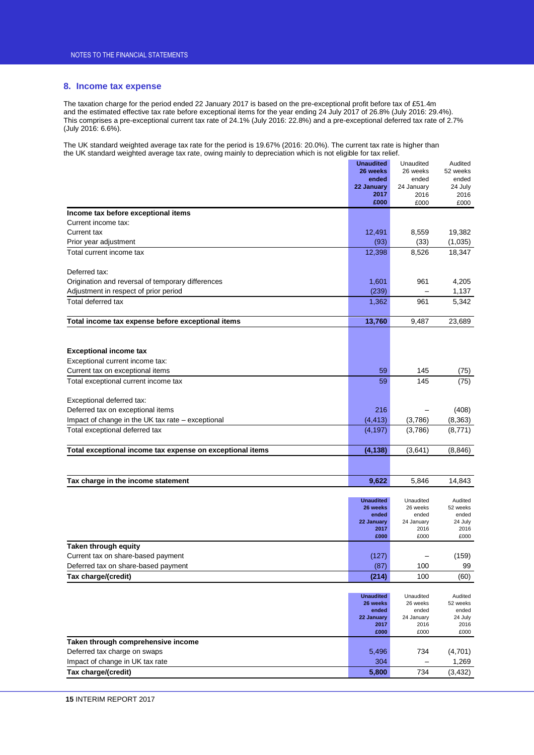## 8. Income tax expense

The taxation charge for the period ended 22 January 2017 is based on the pre-exceptional profit before tax of £51.4m and the estimated effective tax rate before exceptional items for the year ending 24 July 2017 of 26.8% (July 2016: 29.4%). This comprises a pre-exceptional current tax rate of 24.1% (July 2016: 22.8%) and a pre-exceptional deferred tax rate of 2.7% (July 2016: 6.6%).

The UK standard weighted average tax rate for the period is 19.67% (2016: 20.0%). The current tax rate is higher than the UK standard weighted average tax rate, owing mainly to depreciation which is not eligible for tax relief.

| | **Unaudited 26 weeks ended 22 January 2017 £000** | Unaudited 26 weeks ended 24 January 2016 £000 | Audited 52 weeks ended 24 July 2016 £000 |
|---|---|---|---|
| **Income tax before exceptional items** | | | |
| Current income tax: | | | |
| Current tax | 12,491 | 8,559 | 19,382 |
| Prior year adjustment | (93) | (33) | (1,035) |
| Total current income tax | 12,398 | 8,526 | 18,347 |
| | | | |
| Deferred tax: | | | |
| Origination and reversal of temporary differences | 1,601 | 961 | 4,205 |
| Adjustment in respect of prior period | (239) | – | 1,137 |
| Total deferred tax | 1,362 | 961 | 5,342 |
| | | | |
| **Total income tax expense before exceptional items** | **13,760** | 9,487 | 23,689 |
| | | | |
| **Exceptional income tax** | | | |
| Exceptional current income tax: | | | |
| Current tax on exceptional items | 59 | 145 | (75) |
| Total exceptional current income tax | 59 | 145 | (75) |
| | | | |
| Exceptional deferred tax: | | | |
| Deferred tax on exceptional items | 216 | – | (408) |
| Impact of change in the UK tax rate – exceptional | (4,413) | (3,786) | (8,363) |
| Total exceptional deferred tax | (4,197) | (3,786) | (8,771) |
| | | | |
| **Total exceptional income tax expense on exceptional items** | **(4,138)** | (3,641) | (8,846) |
| | | | |
| **Tax charge in the income statement** | **9,622** | 5,846 | 14,843 |

| | **Unaudited 26 weeks ended 22 January 2017 £000** | Unaudited 26 weeks ended 24 January 2016 £000 | Audited 52 weeks ended 24 July 2016 £000 |
|---|---|---|---|
| **Taken through equity** | | | |
| Current tax on share-based payment | (127) | – | (159) |
| Deferred tax on share-based payment | (87) | 100 | 99 |
| **Tax charge/(credit)** | **(214)** | 100 | (60) |

| | **Unaudited 26 weeks ended 22 January 2017 £000** | Unaudited 26 weeks ended 24 January 2016 £000 | Audited 52 weeks ended 24 July 2016 £000 |
|---|---|---|---|
| **Taken through comprehensive income** | | | |
| Deferred tax charge on swaps | 5,496 | 734 | (4,701) |
| Impact of change in UK tax rate | 304 | – | 1,269 |
| **Tax charge/(credit)** | **5,800** | 734 | (3,432) |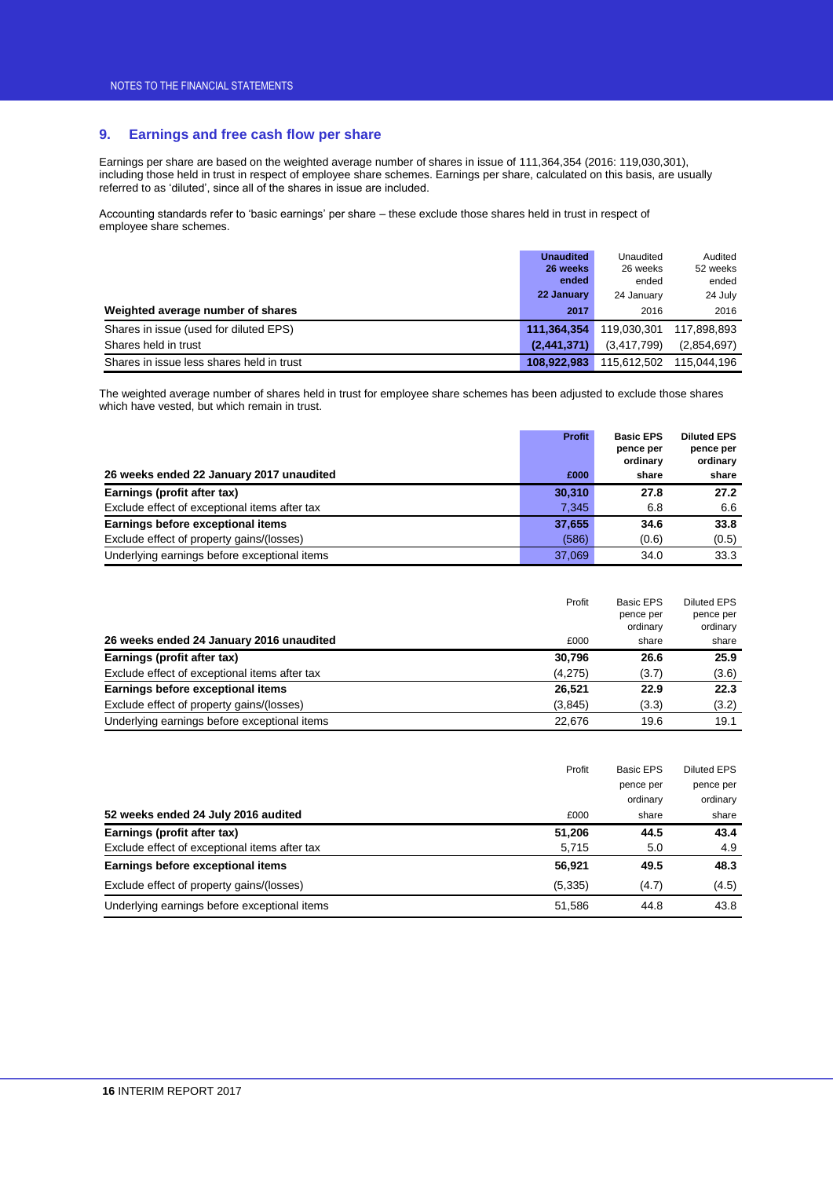## 9. Earnings and free cash flow per share

Earnings per share are based on the weighted average number of shares in issue of 111,364,354 (2016: 119,030,301), including those held in trust in respect of employee share schemes. Earnings per share, calculated on this basis, are usually referred to as 'diluted', since all of the shares in issue are included.

Accounting standards refer to 'basic earnings' per share – these exclude those shares held in trust in respect of employee share schemes.

| Weighted average number of shares | **Unaudited 26 weeks ended 22 January 2017** | Unaudited 26 weeks ended 24 January 2016 | Audited 52 weeks ended 24 July 2016 |
|---|---|---|---|
| Shares in issue (used for diluted EPS) | **111,364,354** | 119,030,301 | 117,898,893 |
| Shares held in trust | **(2,441,371)** | (3,417,799) | (2,854,697) |
| Shares in issue less shares held in trust | **108,922,983** | 115,612,502 | 115,044,196 |

The weighted average number of shares held in trust for employee share schemes has been adjusted to exclude those shares which have vested, but which remain in trust.

| 26 weeks ended 22 January 2017 unaudited | Profit £000 | Basic EPS pence per ordinary share | Diluted EPS pence per ordinary share |
|---|---|---|---|
| **Earnings (profit after tax)** | **30,310** | **27.8** | **27.2** |
| Exclude effect of exceptional items after tax | 7,345 | 6.8 | 6.6 |
| **Earnings before exceptional items** | **37,655** | **34.6** | **33.8** |
| Exclude effect of property gains/(losses) | (586) | (0.6) | (0.5) |
| Underlying earnings before exceptional items | 37,069 | 34.0 | 33.3 |

| 26 weeks ended 24 January 2016 unaudited | Profit £000 | Basic EPS pence per ordinary share | Diluted EPS pence per ordinary share |
|---|---|---|---|
| **Earnings (profit after tax)** | **30,796** | **26.6** | **25.9** |
| Exclude effect of exceptional items after tax | (4,275) | (3.7) | (3.6) |
| **Earnings before exceptional items** | **26,521** | **22.9** | **22.3** |
| Exclude effect of property gains/(losses) | (3,845) | (3.3) | (3.2) |
| Underlying earnings before exceptional items | 22,676 | 19.6 | 19.1 |

| 52 weeks ended 24 July 2016 audited | Profit £000 | Basic EPS pence per ordinary share | Diluted EPS pence per ordinary share |
|---|---|---|---|
| **Earnings (profit after tax)** | **51,206** | **44.5** | **43.4** |
| Exclude effect of exceptional items after tax | 5,715 | 5.0 | 4.9 |
| **Earnings before exceptional items** | **56,921** | **49.5** | **48.3** |
| Exclude effect of property gains/(losses) | (5,335) | (4.7) | (4.5) |
| Underlying earnings before exceptional items | 51,586 | 44.8 | 43.8 |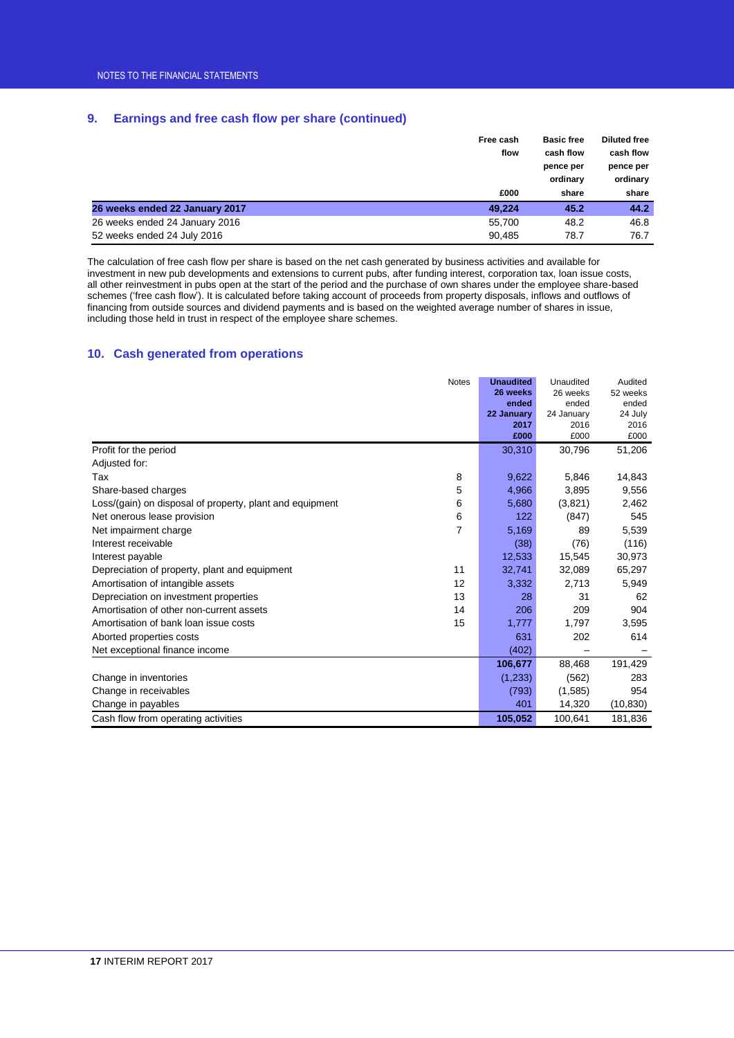## 9. Earnings and free cash flow per share (continued)

| | Free cash flow £000 | Basic free cash flow pence per ordinary share | Diluted free cash flow pence per ordinary share |
|---|---|---|---|
| **26 weeks ended 22 January 2017** | **49,224** | **45.2** | **44.2** |
| 26 weeks ended 24 January 2016 | 55,700 | 48.2 | 46.8 |
| 52 weeks ended 24 July 2016 | 90,485 | 78.7 | 76.7 |

The calculation of free cash flow per share is based on the net cash generated by business activities and available for investment in new pub developments and extensions to current pubs, after funding interest, corporation tax, loan issue costs, all other reinvestment in pubs open at the start of the period and the purchase of own shares under the employee share-based schemes ('free cash flow'). It is calculated before taking account of proceeds from property disposals, inflows and outflows of financing from outside sources and dividend payments and is based on the weighted average number of shares in issue, including those held in trust in respect of the employee share schemes.

## 10. Cash generated from operations

| | Notes | **Unaudited 26 weeks ended 22 January 2017 £000** | Unaudited 26 weeks ended 24 January 2016 £000 | Audited 52 weeks ended 24 July 2016 £000 |
|---|---|---|---|---|
| Profit for the period | | 30,310 | 30,796 | 51,206 |
| Adjusted for: | | | | |
| Tax | 8 | 9,622 | 5,846 | 14,843 |
| Share-based charges | 5 | 4,966 | 3,895 | 9,556 |
| Loss/(gain) on disposal of property, plant and equipment | 6 | 5,680 | (3,821) | 2,462 |
| Net onerous lease provision | 6 | 122 | (847) | 545 |
| Net impairment charge | 7 | 5,169 | 89 | 5,539 |
| Interest receivable | | (38) | (76) | (116) |
| Interest payable | | 12,533 | 15,545 | 30,973 |
| Depreciation of property, plant and equipment | 11 | 32,741 | 32,089 | 65,297 |
| Amortisation of intangible assets | 12 | 3,332 | 2,713 | 5,949 |
| Depreciation on investment properties | 13 | 28 | 31 | 62 |
| Amortisation of other non-current assets | 14 | 206 | 209 | 904 |
| Amortisation of bank loan issue costs | 15 | 1,777 | 1,797 | 3,595 |
| Aborted properties costs | | 631 | 202 | 614 |
| Net exceptional finance income | | (402) | – | – |
| | | **106,677** | 88,468 | 191,429 |
| Change in inventories | | (1,233) | (562) | 283 |
| Change in receivables | | (793) | (1,585) | 954 |
| Change in payables | | 401 | 14,320 | (10,830) |
| Cash flow from operating activities | | **105,052** | 100,641 | 181,836 |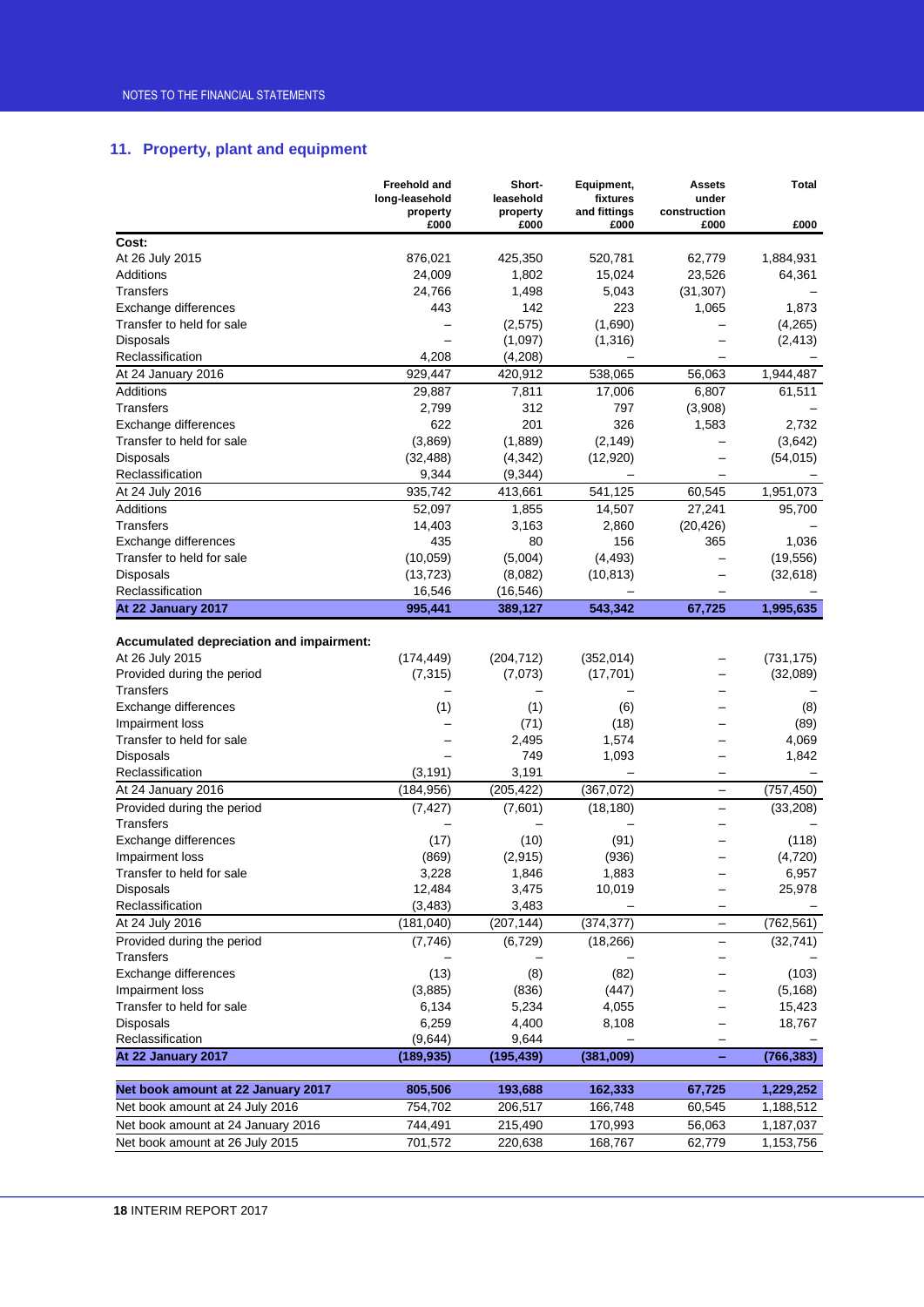## 11. Property, plant and equipment

| | Freehold and long-leasehold property £000 | Short-leasehold property £000 | Equipment, fixtures and fittings £000 | Assets under construction £000 | Total £000 |
|---|---|---|---|---|---|
| **Cost:** | | | | | |
| At 26 July 2015 | 876,021 | 425,350 | 520,781 | 62,779 | 1,884,931 |
| Additions | 24,009 | 1,802 | 15,024 | 23,526 | 64,361 |
| Transfers | 24,766 | 1,498 | 5,043 | (31,307) | – |
| Exchange differences | 443 | 142 | 223 | 1,065 | 1,873 |
| Transfer to held for sale | – | (2,575) | (1,690) | – | (4,265) |
| Disposals | – | (1,097) | (1,316) | – | (2,413) |
| Reclassification | 4,208 | (4,208) | – | – | – |
| At 24 January 2016 | 929,447 | 420,912 | 538,065 | 56,063 | 1,944,487 |
| Additions | 29,887 | 7,811 | 17,006 | 6,807 | 61,511 |
| Transfers | 2,799 | 312 | 797 | (3,908) | – |
| Exchange differences | 622 | 201 | 326 | 1,583 | 2,732 |
| Transfer to held for sale | (3,869) | (1,889) | (2,149) | – | (3,642) |
| Disposals | (32,488) | (4,342) | (12,920) | – | (54,015) |
| Reclassification | 9,344 | (9,344) | – | – | – |
| At 24 July 2016 | 935,742 | 413,661 | 541,125 | 60,545 | 1,951,073 |
| Additions | 52,097 | 1,855 | 14,507 | 27,241 | 95,700 |
| Transfers | 14,403 | 3,163 | 2,860 | (20,426) | – |
| Exchange differences | 435 | 80 | 156 | 365 | 1,036 |
| Transfer to held for sale | (10,059) | (5,004) | (4,493) | – | (19,556) |
| Disposals | (13,723) | (8,082) | (10,813) | – | (32,618) |
| Reclassification | 16,546 | (16,546) | – | – | – |
| **At 22 January 2017** | **995,441** | **389,127** | **543,342** | **67,725** | **1,995,635** |
| | | | | | |
| **Accumulated depreciation and impairment:** | | | | | |
| At 26 July 2015 | (174,449) | (204,712) | (352,014) | – | (731,175) |
| Provided during the period | (7,315) | (7,073) | (17,701) | – | (32,089) |
| Transfers | – | – | – | – | – |
| Exchange differences | (1) | (1) | (6) | – | (8) |
| Impairment loss | – | (71) | (18) | – | (89) |
| Transfer to held for sale | – | 2,495 | 1,574 | – | 4,069 |
| Disposals | – | 749 | 1,093 | – | 1,842 |
| Reclassification | (3,191) | 3,191 | – | – | – |
| At 24 January 2016 | (184,956) | (205,422) | (367,072) | – | (757,450) |
| Provided during the period | (7,427) | (7,601) | (18,180) | – | (33,208) |
| Transfers | – | – | – | – | – |
| Exchange differences | (17) | (10) | (91) | – | (118) |
| Impairment loss | (869) | (2,915) | (936) | – | (4,720) |
| Transfer to held for sale | 3,228 | 1,846 | 1,883 | – | 6,957 |
| Disposals | 12,484 | 3,475 | 10,019 | – | 25,978 |
| Reclassification | (3,483) | 3,483 | – | – | – |
| At 24 July 2016 | (181,040) | (207,144) | (374,377) | – | (762,561) |
| Provided during the period | (7,746) | (6,729) | (18,266) | – | (32,741) |
| Transfers | – | – | – | – | – |
| Exchange differences | (13) | (8) | (82) | – | (103) |
| Impairment loss | (3,885) | (836) | (447) | – | (5,168) |
| Transfer to held for sale | 6,134 | 5,234 | 4,055 | – | 15,423 |
| Disposals | 6,259 | 4,400 | 8,108 | – | 18,767 |
| Reclassification | (9,644) | 9,644 | – | – | – |
| **At 22 January 2017** | **(189,935)** | **(195,439)** | **(381,009)** | **–** | **(766,383)** |
| | | | | | |
| **Net book amount at 22 January 2017** | **805,506** | **193,688** | **162,333** | **67,725** | **1,229,252** |
| Net book amount at 24 July 2016 | 754,702 | 206,517 | 166,748 | 60,545 | 1,188,512 |
| Net book amount at 24 January 2016 | 744,491 | 215,490 | 170,993 | 56,063 | 1,187,037 |
| Net book amount at 26 July 2015 | 701,572 | 220,638 | 168,767 | 62,779 | 1,153,756 |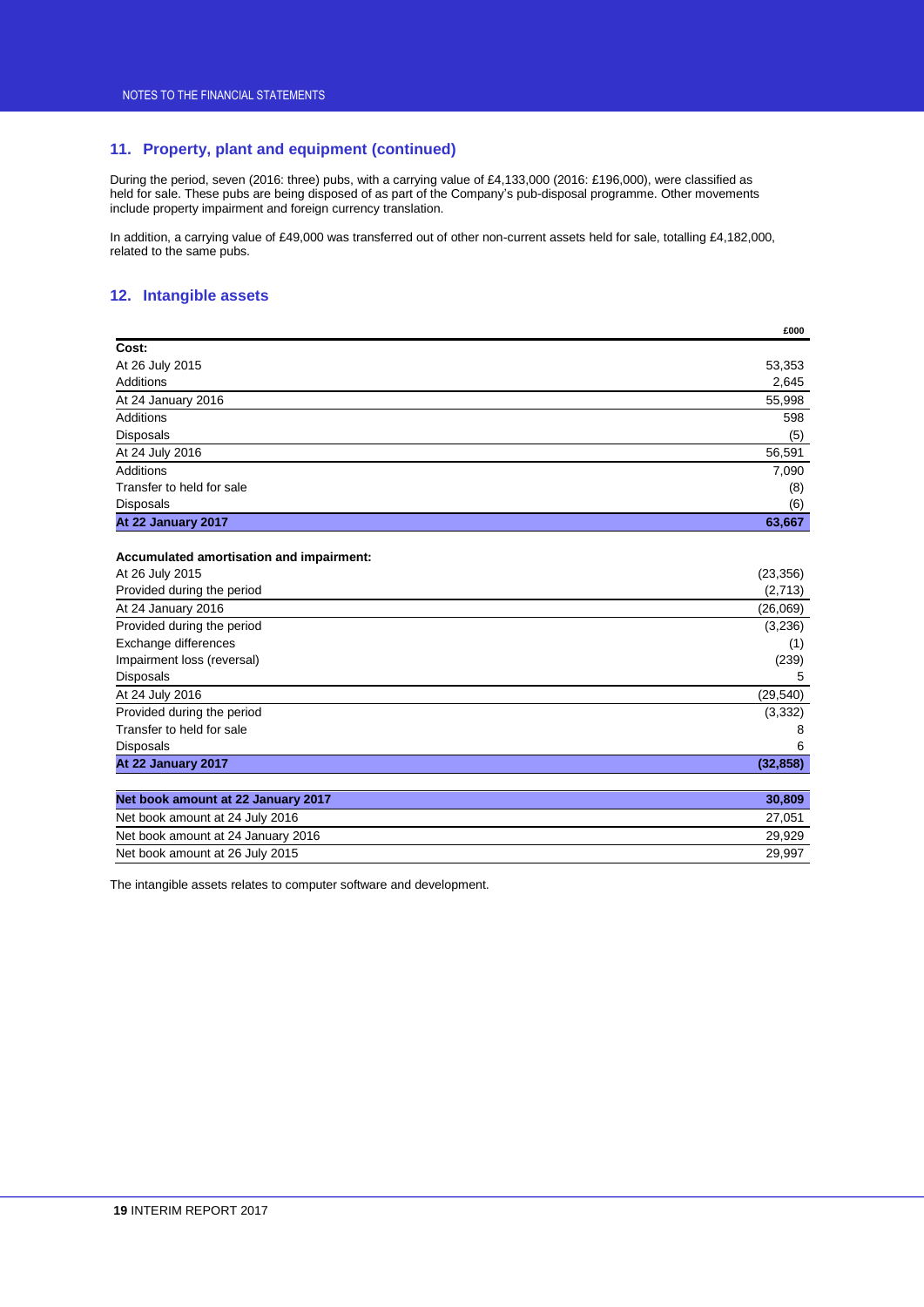## 11. Property, plant and equipment (continued)

During the period, seven (2016: three) pubs, with a carrying value of £4,133,000 (2016: £196,000), were classified as held for sale. These pubs are being disposed of as part of the Company's pub-disposal programme. Other movements include property impairment and foreign currency translation.

In addition, a carrying value of £49,000 was transferred out of other non-current assets held for sale, totalling £4,182,000, related to the same pubs.

## 12. Intangible assets

| | £000 |
|---|---|
| **Cost:** | |
| At 26 July 2015 | 53,353 |
| Additions | 2,645 |
| At 24 January 2016 | 55,998 |
| Additions | 598 |
| Disposals | (5) |
| At 24 July 2016 | 56,591 |
| Additions | 7,090 |
| Transfer to held for sale | (8) |
| Disposals | (6) |
| **At 22 January 2017** | **63,667** |
| | |
| **Accumulated amortisation and impairment:** | |
| At 26 July 2015 | (23,356) |
| Provided during the period | (2,713) |
| At 24 January 2016 | (26,069) |
| Provided during the period | (3,236) |
| Exchange differences | (1) |
| Impairment loss (reversal) | (239) |
| Disposals | 5 |
| At 24 July 2016 | (29,540) |
| Provided during the period | (3,332) |
| Transfer to held for sale | 8 |
| Disposals | 6 |
| **At 22 January 2017** | **(32,858)** |
| | |
| **Net book amount at 22 January 2017** | **30,809** |
| Net book amount at 24 July 2016 | 27,051 |
| Net book amount at 24 January 2016 | 29,929 |
| Net book amount at 26 July 2015 | 29,997 |

The intangible assets relates to computer software and development.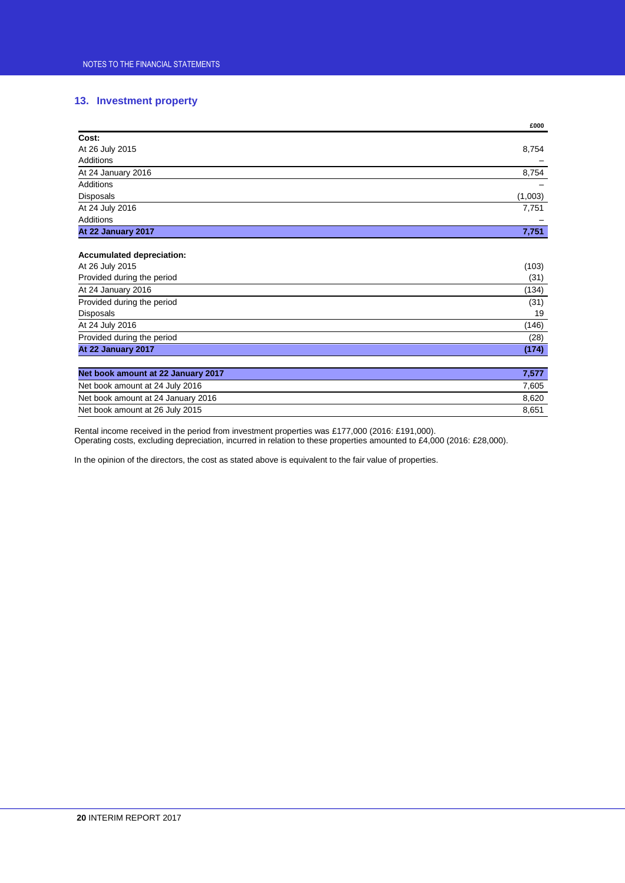## 13. Investment property

| | £000 |
|---|---|
| **Cost:** | |
| At 26 July 2015 | 8,754 |
| Additions | – |
| At 24 January 2016 | 8,754 |
| Additions | – |
| Disposals | (1,003) |
| At 24 July 2016 | 7,751 |
| Additions | – |
| **At 22 January 2017** | **7,751** |
| | |
| **Accumulated depreciation:** | |
| At 26 July 2015 | (103) |
| Provided during the period | (31) |
| At 24 January 2016 | (134) |
| Provided during the period | (31) |
| Disposals | 19 |
| At 24 July 2016 | (146) |
| Provided during the period | (28) |
| **At 22 January 2017** | **(174)** |
| | |
| **Net book amount at 22 January 2017** | **7,577** |
| Net book amount at 24 July 2016 | 7,605 |
| Net book amount at 24 January 2016 | 8,620 |
| Net book amount at 26 July 2015 | 8,651 |

Rental income received in the period from investment properties was £177,000 (2016: £191,000).
Operating costs, excluding depreciation, incurred in relation to these properties amounted to £4,000 (2016: £28,000).

In the opinion of the directors, the cost as stated above is equivalent to the fair value of properties.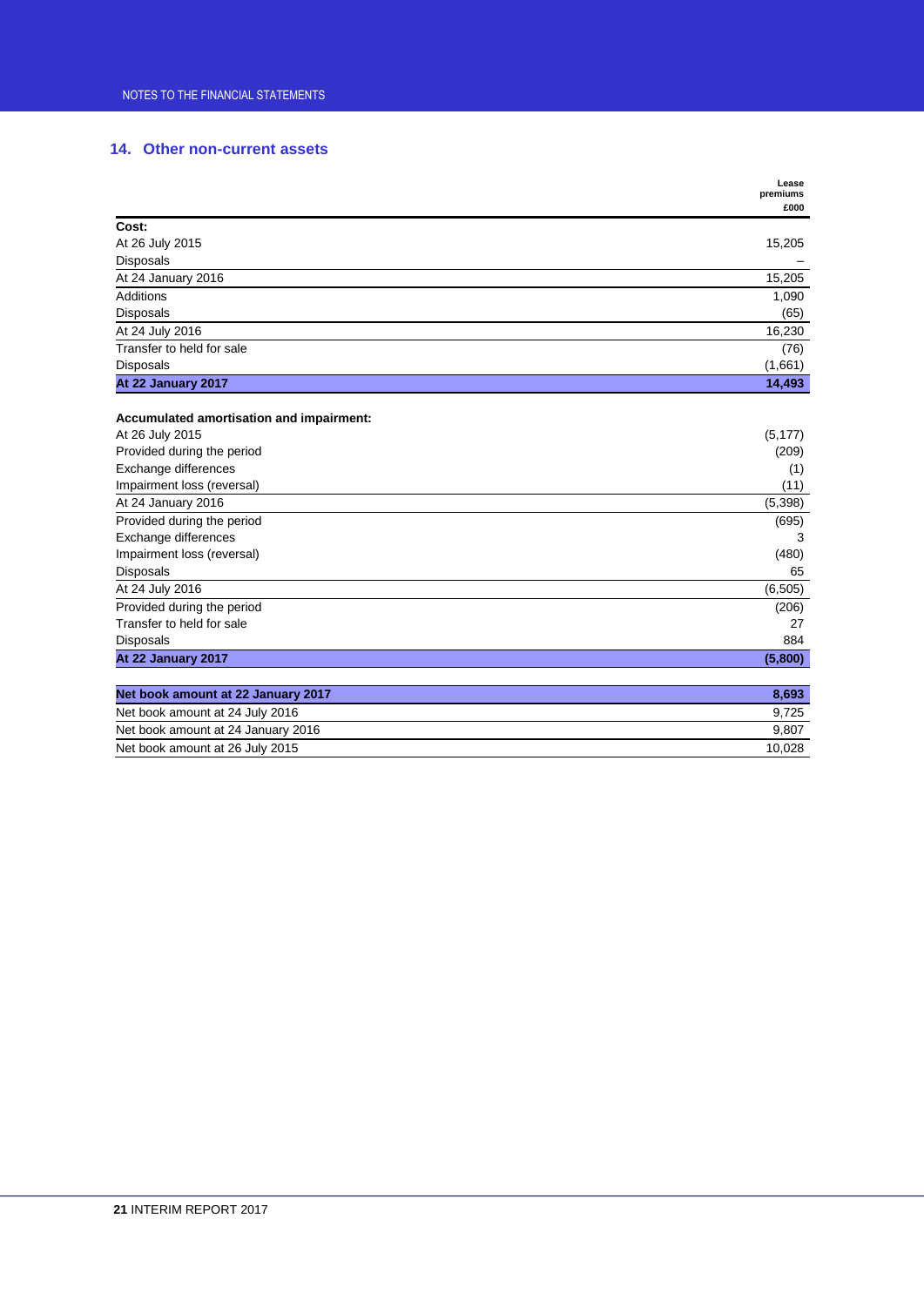## 14. Other non-current assets

| | Lease premiums £000 |
|---|---|
| **Cost:** | |
| At 26 July 2015 | 15,205 |
| Disposals | – |
| At 24 January 2016 | 15,205 |
| Additions | 1,090 |
| Disposals | (65) |
| At 24 July 2016 | 16,230 |
| Transfer to held for sale | (76) |
| Disposals | (1,661) |
| **At 22 January 2017** | **14,493** |
| | |
| **Accumulated amortisation and impairment:** | |
| At 26 July 2015 | (5,177) |
| Provided during the period | (209) |
| Exchange differences | (1) |
| Impairment loss (reversal) | (11) |
| At 24 January 2016 | (5,398) |
| Provided during the period | (695) |
| Exchange differences | 3 |
| Impairment loss (reversal) | (480) |
| Disposals | 65 |
| At 24 July 2016 | (6,505) |
| Provided during the period | (206) |
| Transfer to held for sale | 27 |
| Disposals | 884 |
| **At 22 January 2017** | **(5,800)** |
| | |
| **Net book amount at 22 January 2017** | **8,693** |
| Net book amount at 24 July 2016 | 9,725 |
| Net book amount at 24 January 2016 | 9,807 |
| Net book amount at 26 July 2015 | 10,028 |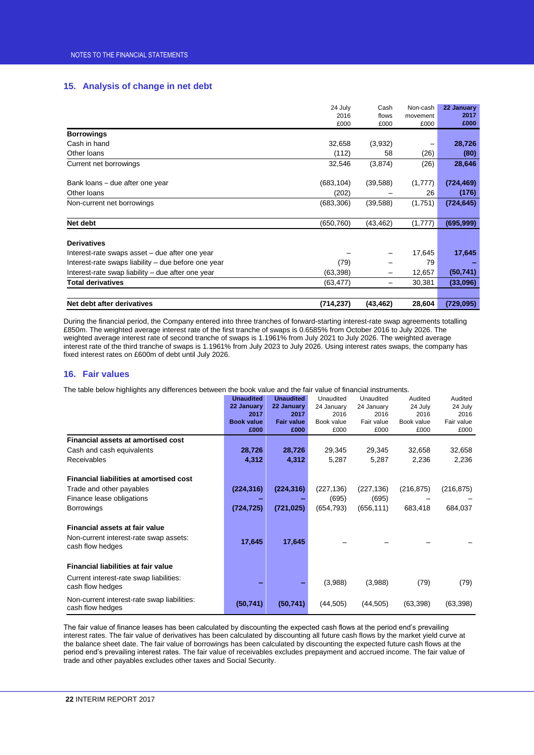## 15. Analysis of change in net debt

| | 24 July 2016 £000 | Cash flows £000 | Non-cash movement £000 | **22 January 2017 £000** |
|---|---|---|---|---|
| **Borrowings** | | | | |
| Cash in hand | 32,658 | (3,932) | – | **28,726** |
| Other loans | (112) | 58 | (26) | **(80)** |
| Current net borrowings | 32,546 | (3,874) | (26) | **28,646** |
| | | | | |
| Bank loans – due after one year | (683,104) | (39,588) | (1,777) | **(724,469)** |
| Other loans | (202) | – | 26 | **(176)** |
| Non-current net borrowings | (683,306) | (39,588) | (1,751) | **(724,645)** |
| | | | | |
| **Net debt** | (650,760) | (43,462) | (1,777) | **(695,999)** |
| | | | | |
| **Derivatives** | | | | |
| Interest-rate swaps asset – due after one year | – | – | 17,645 | **17,645** |
| Interest-rate swaps liability – due before one year | (79) | – | 79 | **–** |
| Interest-rate swap liability – due after one year | (63,398) | – | 12,657 | **(50,741)** |
| **Total derivatives** | (63,477) | – | 30,381 | **(33,096)** |
| | | | | |
| **Net debt after derivatives** | **(714,237)** | **(43,462)** | **28,604** | **(729,095)** |

During the financial period, the Company entered into three tranches of forward-starting interest-rate swap agreements totalling £850m. The weighted average interest rate of the first tranche of swaps is 0.6585% from October 2016 to July 2026. The weighted average interest rate of second tranche of swaps is 1.1961% from July 2021 to July 2026. The weighted average interest rate of the third tranche of swaps is 1.1961% from July 2023 to July 2026. Using interest rates swaps, the company has fixed interest rates on £600m of debt until July 2026.

## 16. Fair values

The table below highlights any differences between the book value and the fair value of financial instruments.

| | **Unaudited 22 January 2017 Book value £000** | **Unaudited 22 January 2017 Fair value £000** | Unaudited 24 January 2016 Book value £000 | Unaudited 24 January 2016 Fair value £000 | Audited 24 July 2016 Book value £000 | Audited 24 July 2016 Fair value £000 |
|---|---|---|---|---|---|---|
| **Financial assets at amortised cost** | | | | | | |
| Cash and cash equivalents | **28,726** | **28,726** | 29,345 | 29,345 | 32,658 | 32,658 |
| Receivables | **4,312** | **4,312** | 5,287 | 5,287 | 2,236 | 2,236 |
| | | | | | | |
| **Financial liabilities at amortised cost** | | | | | | |
| Trade and other payables | **(224,316)** | **(224,316)** | (227,136) | (227,136) | (216,875) | (216,875) |
| Finance lease obligations | **–** | **–** | (695) | (695) | – | – |
| Borrowings | **(724,725)** | **(721,025)** | (654,793) | (656,111) | 683,418 | 684,037 |
| | | | | | | |
| **Financial assets at fair value** | | | | | | |
| Non-current interest-rate swap assets: cash flow hedges | **17,645** | **17,645** | – | – | – | – |
| | | | | | | |
| **Financial liabilities at fair value** | | | | | | |
| Current interest-rate swap liabilities: cash flow hedges | **–** | **–** | (3,988) | (3,988) | (79) | (79) |
| Non-current interest-rate swap liabilities: cash flow hedges | **(50,741)** | **(50,741)** | (44,505) | (44,505) | (63,398) | (63,398) |

The fair value of finance leases has been calculated by discounting the expected cash flows at the period end's prevailing interest rates. The fair value of derivatives has been calculated by discounting all future cash flows by the market yield curve at the balance sheet date. The fair value of borrowings has been calculated by discounting the expected future cash flows at the period end's prevailing interest rates. The fair value of receivables excludes prepayment and accrued income. The fair value of trade and other payables excludes other taxes and Social Security.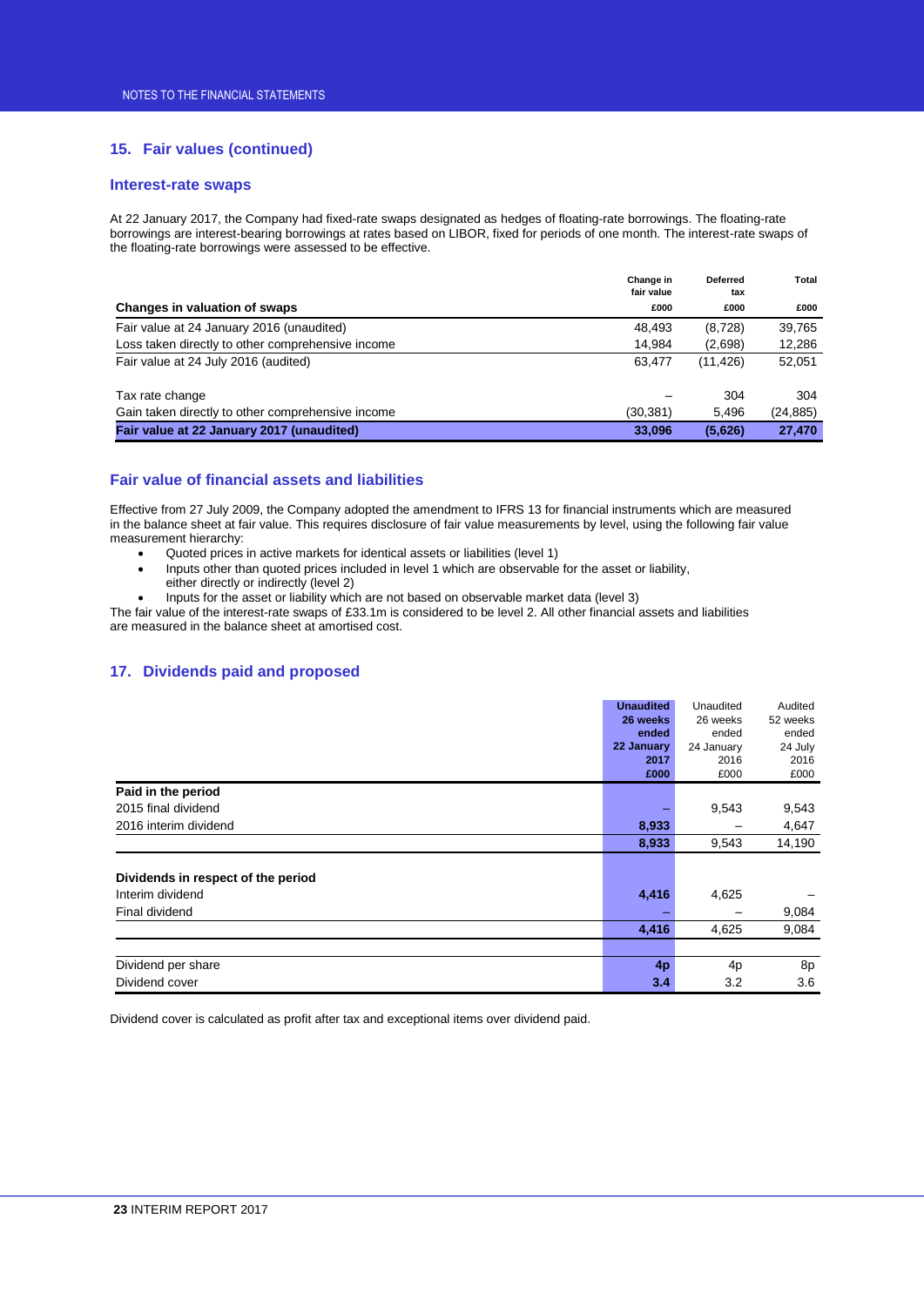## 15. Fair values (continued)

### Interest-rate swaps

At 22 January 2017, the Company had fixed-rate swaps designated as hedges of floating-rate borrowings. The floating-rate borrowings are interest-bearing borrowings at rates based on LIBOR, fixed for periods of one month. The interest-rate swaps of the floating-rate borrowings were assessed to be effective.

| Changes in valuation of swaps | Change in fair value £000 | Deferred tax £000 | Total £000 |
|---|---|---|---|
| Fair value at 24 January 2016 (unaudited) | 48,493 | (8,728) | 39,765 |
| Loss taken directly to other comprehensive income | 14,984 | (2,698) | 12,286 |
| Fair value at 24 July 2016 (audited) | 63,477 | (11,426) | 52,051 |
| | | | |
| Tax rate change | – | 304 | 304 |
| Gain taken directly to other comprehensive income | (30,381) | 5,496 | (24,885) |
| **Fair value at 22 January 2017 (unaudited)** | **33,096** | **(5,626)** | **27,470** |

### Fair value of financial assets and liabilities

Effective from 27 July 2009, the Company adopted the amendment to IFRS 13 for financial instruments which are measured in the balance sheet at fair value. This requires disclosure of fair value measurements by level, using the following fair value measurement hierarchy:

- Quoted prices in active markets for identical assets or liabilities (level 1)
- Inputs other than quoted prices included in level 1 which are observable for the asset or liability, either directly or indirectly (level 2)
- Inputs for the asset or liability which are not based on observable market data (level 3)

The fair value of the interest-rate swaps of £33.1m is considered to be level 2. All other financial assets and liabilities are measured in the balance sheet at amortised cost.

## 17. Dividends paid and proposed

| | **Unaudited 26 weeks ended 22 January 2017 £000** | Unaudited 26 weeks ended 24 January 2016 £000 | Audited 52 weeks ended 24 July 2016 £000 |
|---|---|---|---|
| **Paid in the period** | | | |
| 2015 final dividend | – | 9,543 | 9,543 |
| 2016 interim dividend | **8,933** | – | 4,647 |
| | **8,933** | 9,543 | 14,190 |
| | | | |
| **Dividends in respect of the period** | | | |
| Interim dividend | **4,416** | 4,625 | – |
| Final dividend | – | – | 9,084 |
| | **4,416** | 4,625 | 9,084 |
| | | | |
| Dividend per share | **4p** | 4p | 8p |
| Dividend cover | **3.4** | 3.2 | 3.6 |

Dividend cover is calculated as profit after tax and exceptional items over dividend paid.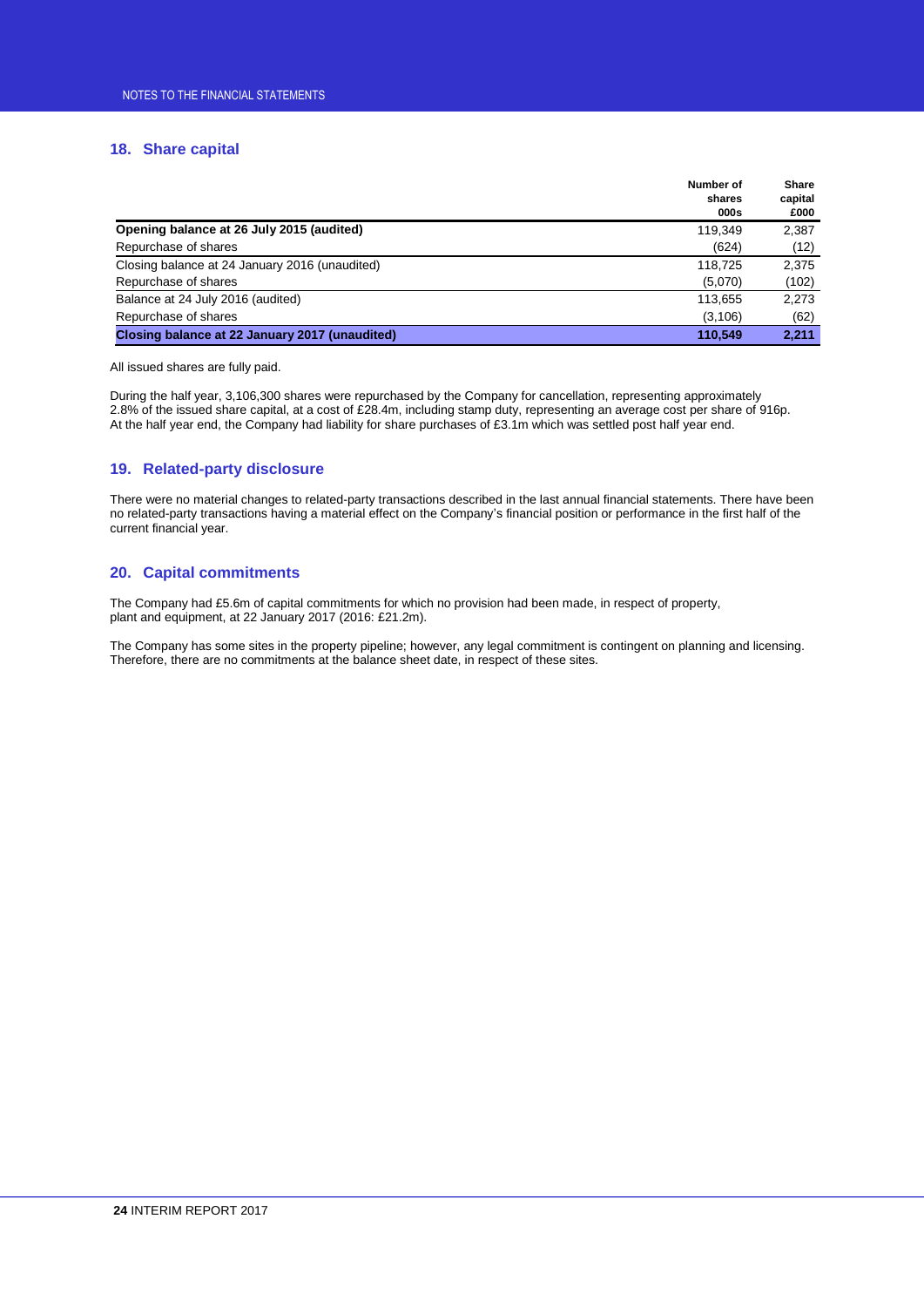## 18. Share capital

| | Number of shares 000s | Share capital £000 |
|---|---|---|
| **Opening balance at 26 July 2015 (audited)** | 119,349 | 2,387 |
| Repurchase of shares | (624) | (12) |
| Closing balance at 24 January 2016 (unaudited) | 118,725 | 2,375 |
| Repurchase of shares | (5,070) | (102) |
| Balance at 24 July 2016 (audited) | 113,655 | 2,273 |
| Repurchase of shares | (3,106) | (62) |
| **Closing balance at 22 January 2017 (unaudited)** | **110,549** | **2,211** |

All issued shares are fully paid.

During the half year, 3,106,300 shares were repurchased by the Company for cancellation, representing approximately 2.8% of the issued share capital, at a cost of £28.4m, including stamp duty, representing an average cost per share of 916p. At the half year end, the Company had liability for share purchases of £3.1m which was settled post half year end.

## 19. Related-party disclosure

There were no material changes to related-party transactions described in the last annual financial statements. There have been no related-party transactions having a material effect on the Company's financial position or performance in the first half of the current financial year.

## 20. Capital commitments

The Company had £5.6m of capital commitments for which no provision had been made, in respect of property, plant and equipment, at 22 January 2017 (2016: £21.2m).

The Company has some sites in the property pipeline; however, any legal commitment is contingent on planning and licensing. Therefore, there are no commitments at the balance sheet date, in respect of these sites.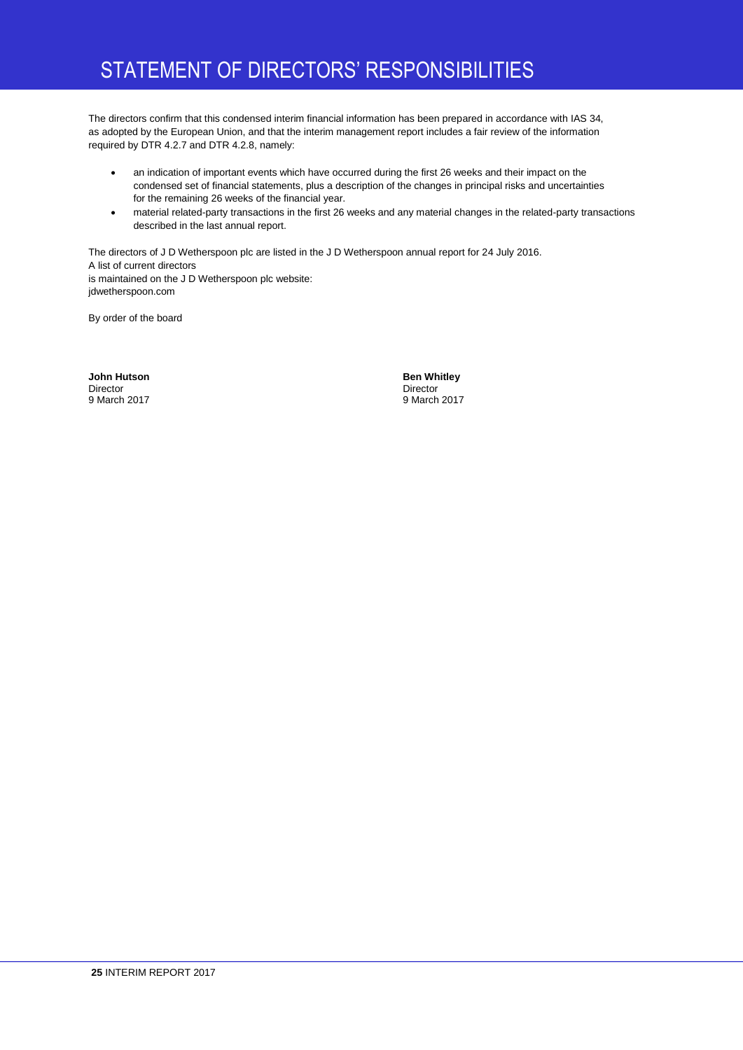# STATEMENT OF DIRECTORS' RESPONSIBILITIES

The directors confirm that this condensed interim financial information has been prepared in accordance with IAS 34, as adopted by the European Union, and that the interim management report includes a fair review of the information required by DTR 4.2.7 and DTR 4.2.8, namely:

- an indication of important events which have occurred during the first 26 weeks and their impact on the condensed set of financial statements, plus a description of the changes in principal risks and uncertainties for the remaining 26 weeks of the financial year.
- material related-party transactions in the first 26 weeks and any material changes in the related-party transactions described in the last annual report.

The directors of J D Wetherspoon plc are listed in the J D Wetherspoon annual report for 24 July 2016.
A list of current directors
is maintained on the J D Wetherspoon plc website:
jdwetherspoon.com

By order of the board

**John Hutson**
Director
9 March 2017

**Ben Whitley**
Director
9 March 2017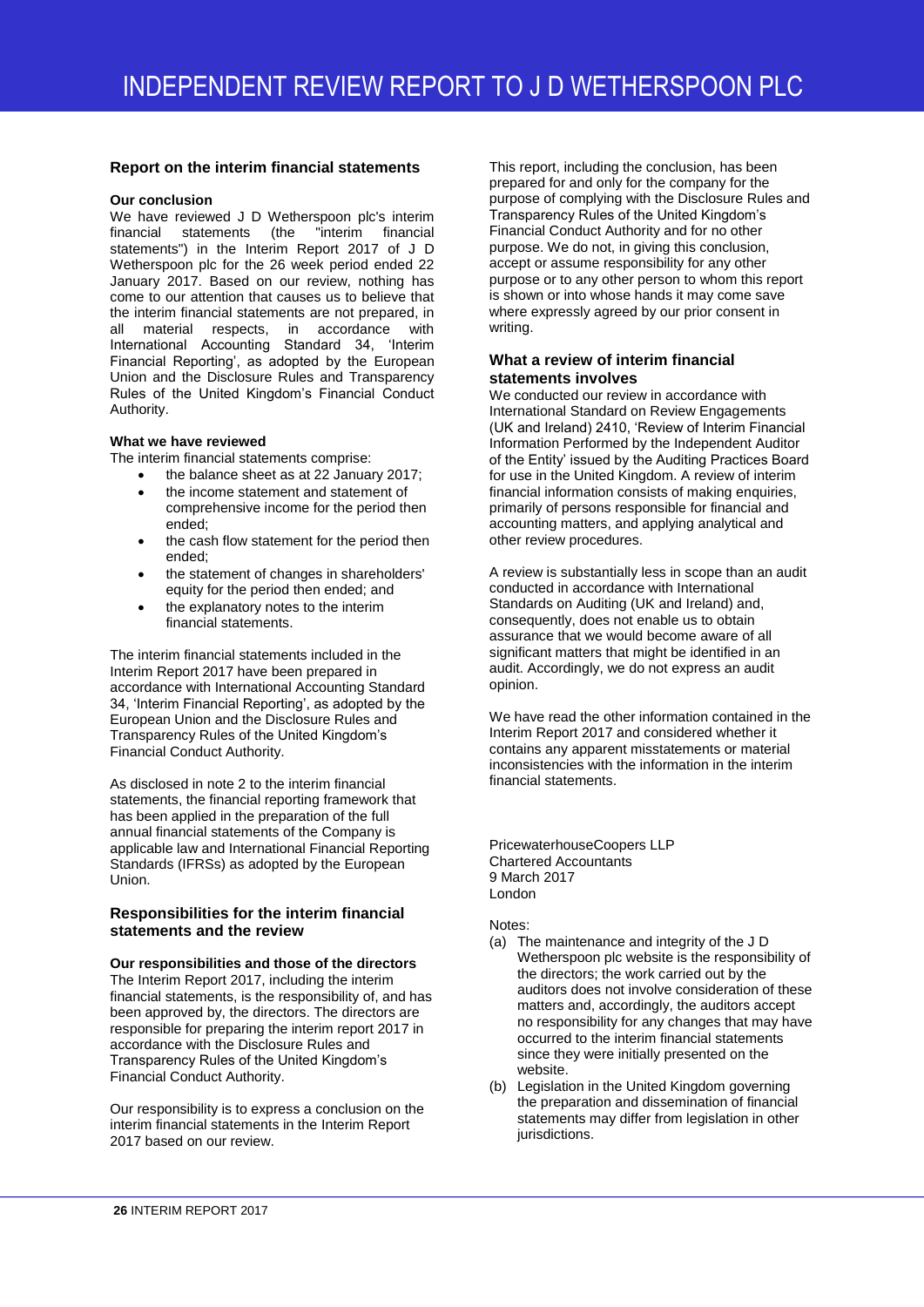# INDEPENDENT REVIEW REPORT TO J D WETHERSPOON PLC

## Report on the interim financial statements

### Our conclusion

We have reviewed J D Wetherspoon plc's interim financial statements (the "interim financial statements") in the Interim Report 2017 of J D Wetherspoon plc for the 26 week period ended 22 January 2017. Based on our review, nothing has come to our attention that causes us to believe that the interim financial statements are not prepared, in all material respects, in accordance with International Accounting Standard 34, 'Interim Financial Reporting', as adopted by the European Union and the Disclosure Rules and Transparency Rules of the United Kingdom's Financial Conduct Authority.

### What we have reviewed

The interim financial statements comprise:

- the balance sheet as at 22 January 2017;
- the income statement and statement of comprehensive income for the period then ended;
- the cash flow statement for the period then ended;
- the statement of changes in shareholders' equity for the period then ended; and
- the explanatory notes to the interim financial statements.

The interim financial statements included in the Interim Report 2017 have been prepared in accordance with International Accounting Standard 34, 'Interim Financial Reporting', as adopted by the European Union and the Disclosure Rules and Transparency Rules of the United Kingdom's Financial Conduct Authority.

As disclosed in note 2 to the interim financial statements, the financial reporting framework that has been applied in the preparation of the full annual financial statements of the Company is applicable law and International Financial Reporting Standards (IFRSs) as adopted by the European Union.

## Responsibilities for the interim financial statements and the review

### Our responsibilities and those of the directors

The Interim Report 2017, including the interim financial statements, is the responsibility of, and has been approved by, the directors. The directors are responsible for preparing the interim report 2017 in accordance with the Disclosure Rules and Transparency Rules of the United Kingdom's Financial Conduct Authority.

Our responsibility is to express a conclusion on the interim financial statements in the Interim Report 2017 based on our review.

This report, including the conclusion, has been prepared for and only for the company for the purpose of complying with the Disclosure Rules and Transparency Rules of the United Kingdom's Financial Conduct Authority and for no other purpose. We do not, in giving this conclusion, accept or assume responsibility for any other purpose or to any other person to whom this report is shown or into whose hands it may come save where expressly agreed by our prior consent in writing.

## What a review of interim financial statements involves

We conducted our review in accordance with International Standard on Review Engagements (UK and Ireland) 2410, 'Review of Interim Financial Information Performed by the Independent Auditor of the Entity' issued by the Auditing Practices Board for use in the United Kingdom. A review of interim financial information consists of making enquiries, primarily of persons responsible for financial and accounting matters, and applying analytical and other review procedures.

A review is substantially less in scope than an audit conducted in accordance with International Standards on Auditing (UK and Ireland) and, consequently, does not enable us to obtain assurance that we would become aware of all significant matters that might be identified in an audit. Accordingly, we do not express an audit opinion.

We have read the other information contained in the Interim Report 2017 and considered whether it contains any apparent misstatements or material inconsistencies with the information in the interim financial statements.

PricewaterhouseCoopers LLP
Chartered Accountants
9 March 2017
London

Notes:

(a) The maintenance and integrity of the J D Wetherspoon plc website is the responsibility of the directors; the work carried out by the auditors does not involve consideration of these matters and, accordingly, the auditors accept no responsibility for any changes that may have occurred to the interim financial statements since they were initially presented on the website.

(b) Legislation in the United Kingdom governing the preparation and dissemination of financial statements may differ from legislation in other jurisdictions.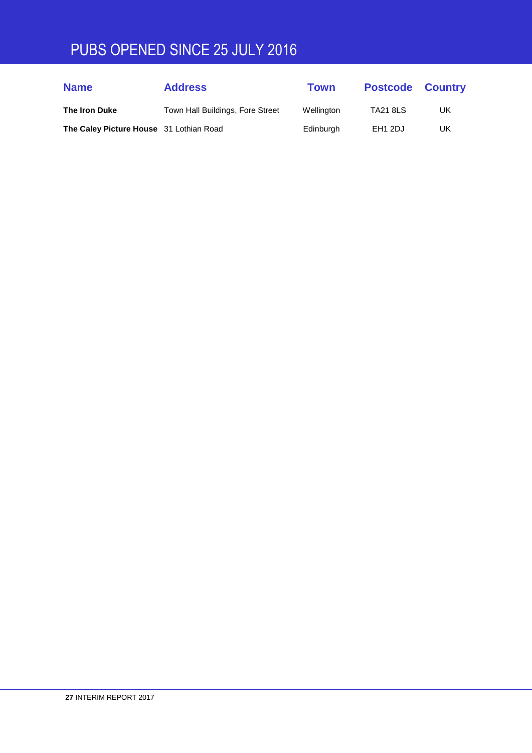# PUBS OPENED SINCE 25 JULY 2016

| Name | Address | Town | Postcode | Country |
|---|---|---|---|---|
| **The Iron Duke** | Town Hall Buildings, Fore Street | Wellington | TA21 8LS | UK |
| **The Caley Picture House** | 31 Lothian Road | Edinburgh | EH1 2DJ | UK |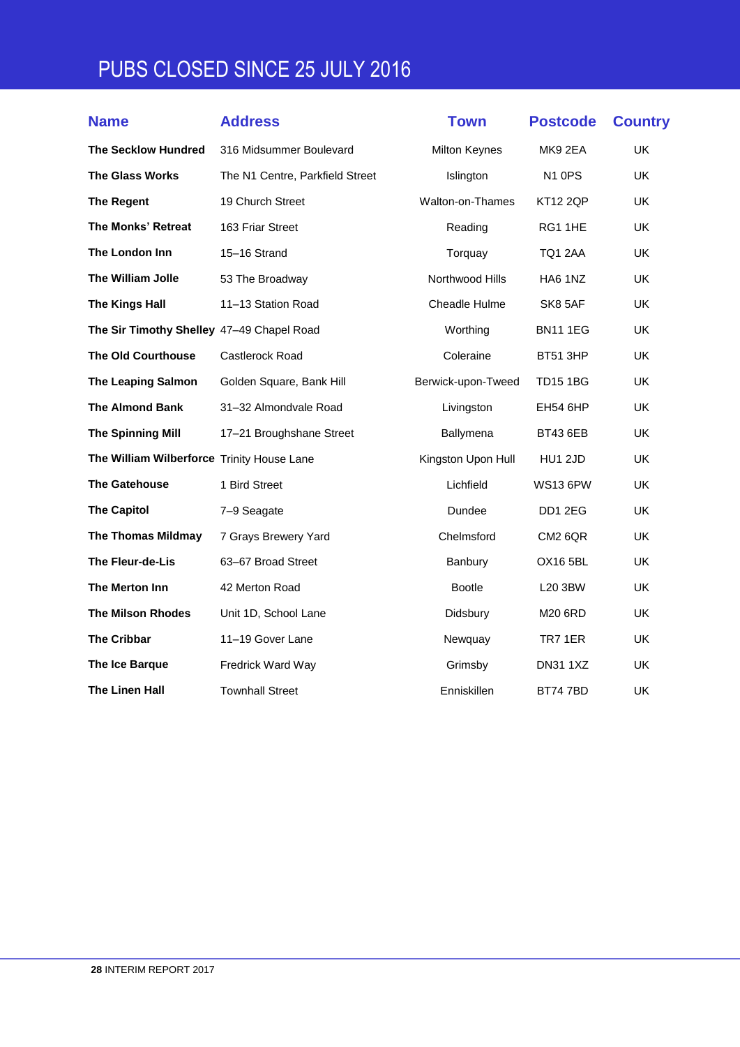# PUBS CLOSED SINCE 25 JULY 2016

| Name | Address | Town | Postcode | Country |
|---|---|---|---|---|
| **The Secklow Hundred** | 316 Midsummer Boulevard | Milton Keynes | MK9 2EA | UK |
| **The Glass Works** | The N1 Centre, Parkfield Street | Islington | N1 0PS | UK |
| **The Regent** | 19 Church Street | Walton-on-Thames | KT12 2QP | UK |
| **The Monks' Retreat** | 163 Friar Street | Reading | RG1 1HE | UK |
| **The London Inn** | 15–16 Strand | Torquay | TQ1 2AA | UK |
| **The William Jolle** | 53 The Broadway | Northwood Hills | HA6 1NZ | UK |
| **The Kings Hall** | 11–13 Station Road | Cheadle Hulme | SK8 5AF | UK |
| **The Sir Timothy Shelley** | 47–49 Chapel Road | Worthing | BN11 1EG | UK |
| **The Old Courthouse** | Castlerock Road | Coleraine | BT51 3HP | UK |
| **The Leaping Salmon** | Golden Square, Bank Hill | Berwick-upon-Tweed | TD15 1BG | UK |
| **The Almond Bank** | 31–32 Almondvale Road | Livingston | EH54 6HP | UK |
| **The Spinning Mill** | 17–21 Broughshane Street | Ballymena | BT43 6EB | UK |
| **The William Wilberforce** | Trinity House Lane | Kingston Upon Hull | HU1 2JD | UK |
| **The Gatehouse** | 1 Bird Street | Lichfield | WS13 6PW | UK |
| **The Capitol** | 7–9 Seagate | Dundee | DD1 2EG | UK |
| **The Thomas Mildmay** | 7 Grays Brewery Yard | Chelmsford | CM2 6QR | UK |
| **The Fleur-de-Lis** | 63–67 Broad Street | Banbury | OX16 5BL | UK |
| **The Merton Inn** | 42 Merton Road | Bootle | L20 3BW | UK |
| **The Milson Rhodes** | Unit 1D, School Lane | Didsbury | M20 6RD | UK |
| **The Cribbar** | 11–19 Gover Lane | Newquay | TR7 1ER | UK |
| **The Ice Barque** | Fredrick Ward Way | Grimsby | DN31 1XZ | UK |
| **The Linen Hall** | Townhall Street | Enniskillen | BT74 7BD | UK |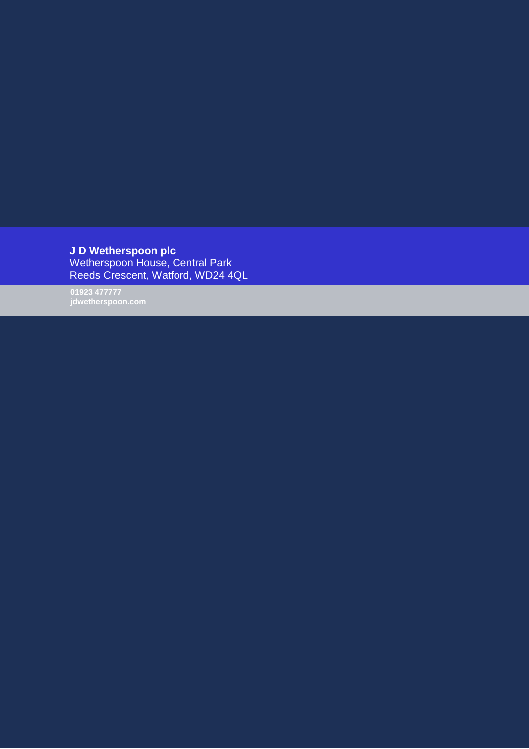**J D Wetherspoon plc**
Wetherspoon House, Central Park
Reeds Crescent, Watford, WD24 4QL

**01923 477777**
**jdwetherspoon.com**